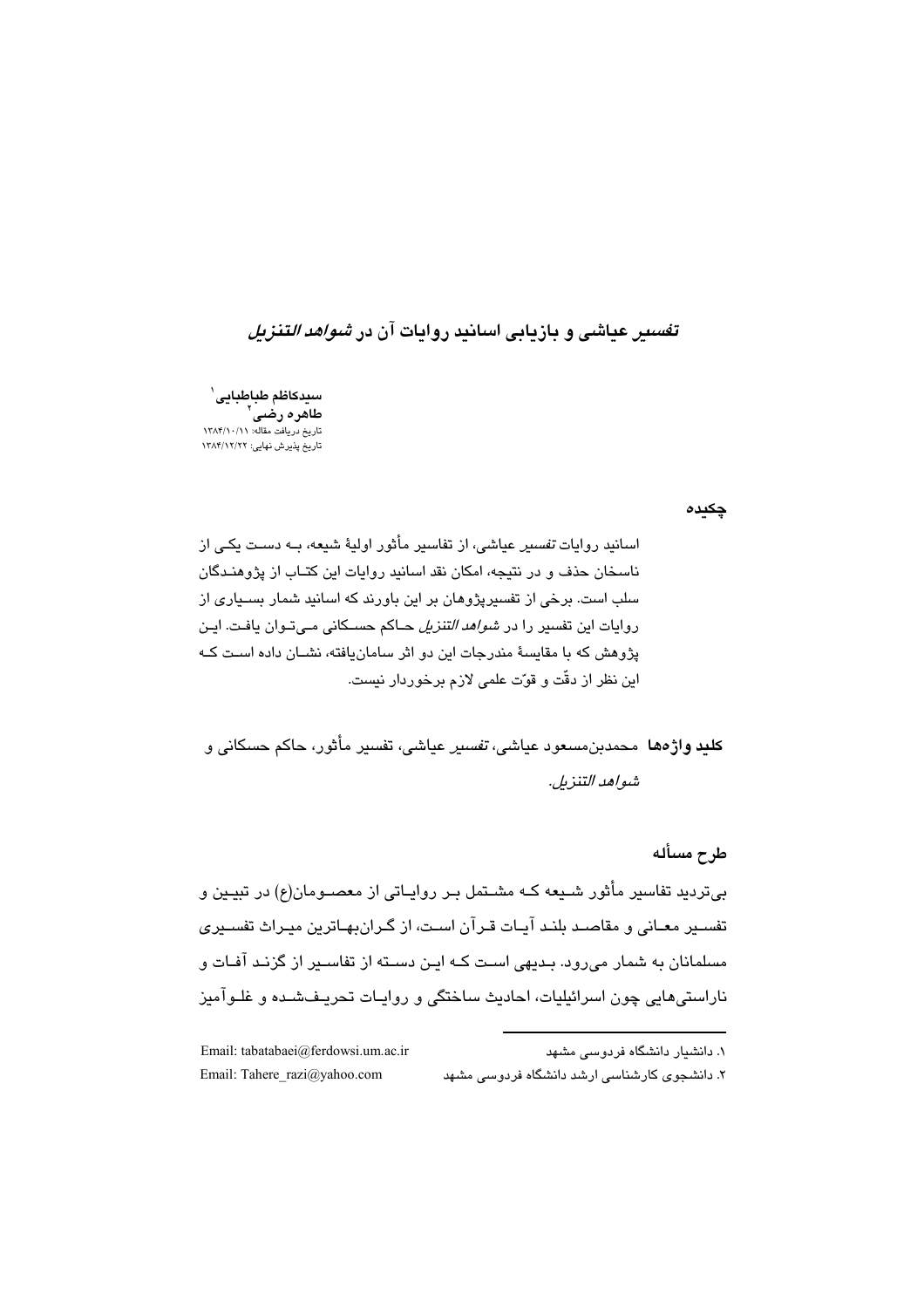# *تفسیر* عیاشی و بازیابی اسانید روایات آن در *شواهد التنزیل*

سیدکاظم طباطبایی[1]
طاهره رضی[2]
تاریخ دریافت مقاله: ۱۳۸۴/۱۰/۱۱
تاریخ پذیرش نهایی: ۱۳۸۴/۱۲/۲۲

## چکیده

اسانید روایات *تفسیر* عیاشی، از تفاسیر مأثور اولیهٔ شیعه، بـه دسـت یکـی از ناسخان حذف و در نتیجه، امکان نقد اسانید روایات این کتـاب از پژوهنـدگان سلب است. برخی از تفسیرپژوهان بر این باورند که اسانید شمار بسـیاری از روایات این تفسیر را در *شواهد التنزیل* حـاکم حسـکانی مـی‌تـوان یافـت. ایـن پژوهش که با مقایسهٔ مندرجات این دو اثر سامان‌یافته، نشـان داده اسـت کـه این نظر از دقّت و قوّت علمی لازم برخوردار نیست.

**کلید واژه‌ها** محمدبن‌مسعود عیاشی، *تفسیر* عیاشی، تفسیر مأثور، حاکم حسکانی و *شواهد التنزیل*.

## طرح مسأله

بی‌تردید تفاسیر مأثور شـیعه کـه مشـتمل بـر روایـاتی از معصـومان(ع) در تبیـین و تفسـیر معـانی و مقاصـد بلنـد آیـات قـرآن اسـت، از گـران‌بهـاترین میـراث تفسـیری مسلمانان به شمار می‌رود. بـدیهی اسـت کـه ایـن دسـته از تفاسـیر از گزنـد آفـات و ناراستی‌هایی چون اسرائیلیات، احادیث ساختگی و روایـات تحریـف‌شـده و غلـوآمیز

---

[1] دانشیار دانشگاه فردوسی مشهد — Email: tabatabaei@ferdowsi.um.ac.ir

[2] دانشجوی کارشناسی ارشد دانشگاه فردوسی مشهد — Email: Tahere_razi@yahoo.com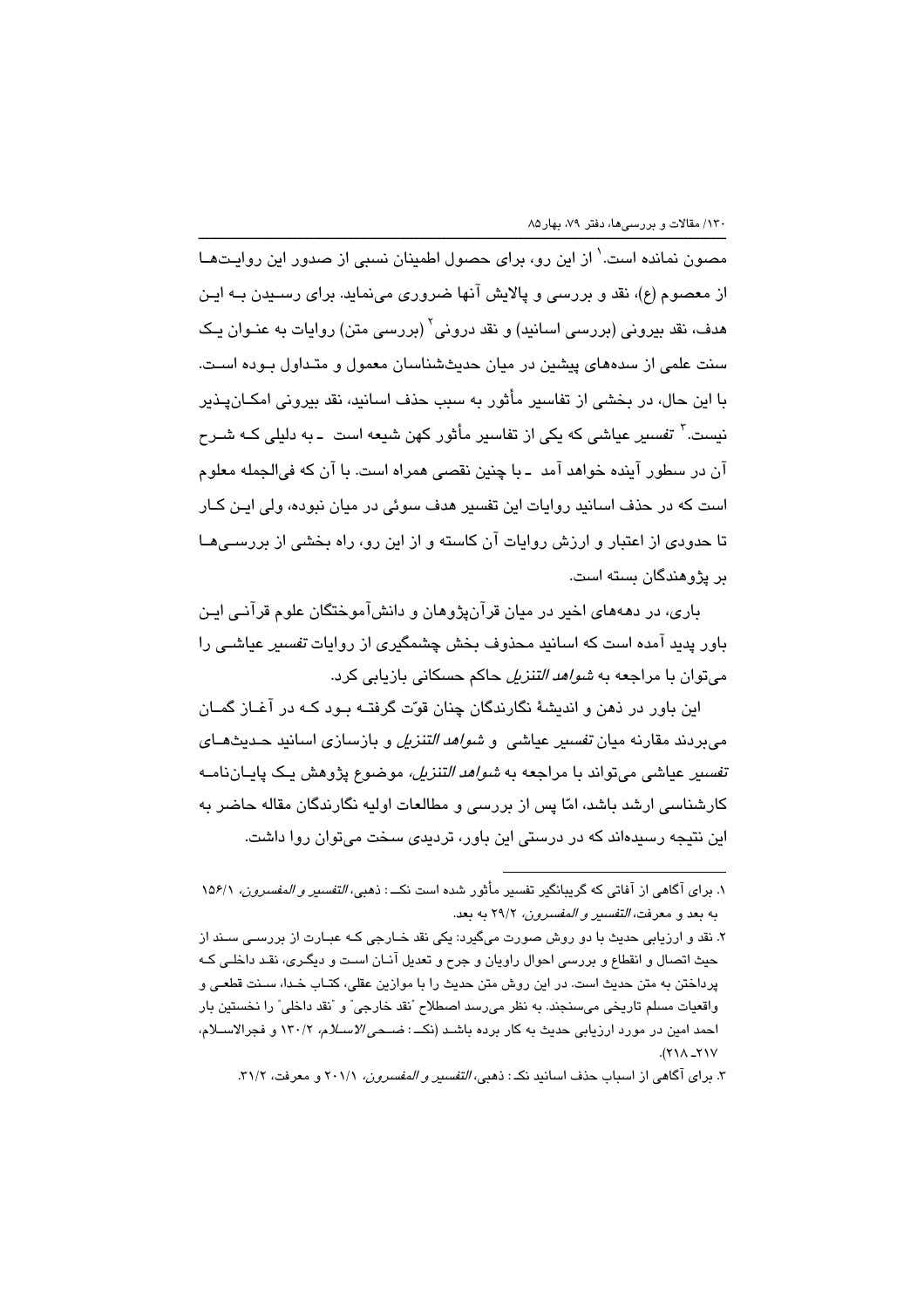مصون نمانده است.[1] از این رو، برای حصول اطمینان نسبی از صدور این روایت‌ها از معصوم (ع)، نقد و بررسی و پالایش آنها ضروری می‌نماید. برای رسیدن به این هدف، نقد بیرونی (بررسی اسانید) و نقد درونی[2] (بررسی متن) روایات به عنوان یک سنت علمی از سده‌های پیشین در میان حدیث‌شناسان معمول و متداول بوده است. با این حال، در بخشی از تفاسیر مأثور به سبب حذف اسانید، نقد بیرونی امکان‌پذیر نیست.[3] *تفسیر* عیاشی که یکی از تفاسیر مأثور کهن شیعه است ـ به دلیلی که شرح آن در سطور آینده خواهد آمد ـ با چنین نقصی همراه است. با آن که فی‌الجمله معلوم است که در حذف اسانید روایات این تفسیر هدف سوئی در میان نبوده، ولی این کار تا حدودی از اعتبار و ارزش روایات آن کاسته و از این رو، راه بخشی از بررسی‌ها بر پژوهندگان بسته است.

باری، در دهه‌های اخیر در میان قرآن‌پژوهان و دانش‌آموختگان علوم قرآنی این باور پدید آمده است که اسانید محذوف بخش چشمگیری از روایات *تفسیر* عیاشی را می‌توان با مراجعه به *شواهد التنزیل* حاکم حسکانی بازیابی کرد.

این باور در ذهن و اندیشهٔ نگارندگان چنان قوّت گرفته بود که در آغاز گمان می‌بردند مقارنه میان *تفسیر* عیاشی و *شواهد التنزیل* و بازسازی اسانید حدیث‌های *تفسیر* عیاشی می‌تواند با مراجعه به *شواهد التنزیل*، موضوع پژوهش یک پایان‌نامه کارشناسی ارشد باشد، امّا پس از بررسی و مطالعات اولیه نگارندگان مقاله حاضر به این نتیجه رسیده‌اند که در درستی این باور، تردیدی سخت می‌توان روا داشت.

---

۱. برای آگاهی از آفاتی که گریبانگیر تفسیر مأثور شده است نک: ذهبی، *التفسیر و المفسرون*، ۱۵۶/۱ به بعد و معرفت، *التفسیر و المفسرون*، ۲۹/۲ به بعد.

۲. نقد و ارزیابی حدیث با دو روش صورت می‌گیرد: یکی نقد خارجی که عبارت از بررسی سند از حیث اتصال و انقطاع و بررسی احوال راویان و جرح و تعدیل آنان است و دیگری، نقد داخلی که پرداختن به متن حدیث است. در این روش متن حدیث را با موازین عقلی، کتاب خدا، سنت قطعی و واقعیات مسلم تاریخی می‌سنجند. به نظر می‌رسد اصطلاح "نقد خارجی" و "نقد داخلی" را نخستین بار احمد امین در مورد ارزیابی حدیث به کار برده باشد (نک: *ضحی الاسلام*، ۱۳۰/۲ و فجرالاسلام، ۲۱۷ـ۲۱۸).

۳. برای آگاهی از اسباب حذف اسانید نک: ذهبی، *التفسیر و المفسرون*، ۲۰۱/۱ و معرفت، ۳۱/۲.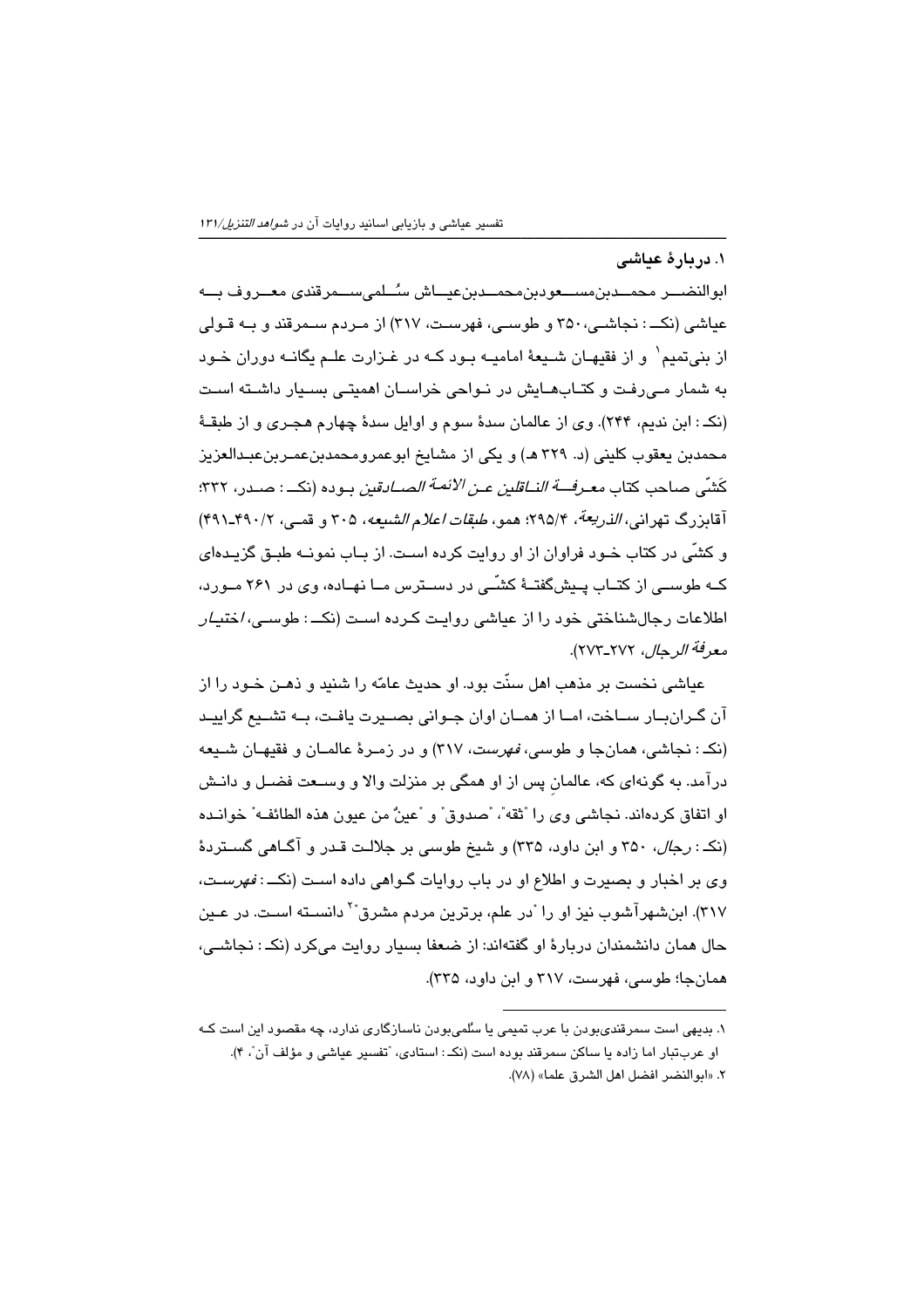### ۱. دربارهٔ عیاشی

ابوالنضر محمدبن‌مسعودبن‌محمدبن‌عیاش سُلمی‌سمرقندی معروف به عیاشی (نک: نجاشی، ۳۵۰ و طوسی، فهرست، ۳۱۷) از مردم سمرقند و به قولی از بنی‌تمیم[۱] و از فقیهان شیعهٔ امامیه بود که در غزارت علم یگانه دوران خود به شمار می‌رفت و کتاب‌هایش در نواحی خراسان اهمیتی بسیار داشته است (نک: ابن ندیم، ۲۴۴). وی از عالمان سدهٔ سوم و اوایل سدهٔ چهارم هجری و از طبقهٔ محمدبن یعقوب کلینی (د. ۳۲۹ هـ) و یکی از مشایخ ابوعمرومحمدبن‌عمربن‌عبدالعزیز کَشّی صاحب کتاب *معرفة الناقلین عن الائمة الصادقین* بوده (نک: صدر، ۳۳۲؛ آقابزرگ تهرانی، *الذریعة*، ۲۹۵/۴؛ همو، *طبقات اعلام الشیعه*، ۳۰۵ و قمی، ۴۹۰/۲ـ۴۹۱) و کشّی در کتاب خود فراوان از او روایت کرده است. از باب نمونه طبق گزیده‌ای که طوسی از کتاب پیش‌گفتهٔ کشّی در دسترس ما نهاده، وی در ۲۶۱ مورد، اطلاعات رجال‌شناختی خود را از عیاشی روایت کرده است (نک: طوسی، *اختیار معرفة الرجال*، ۲۷۲ـ۲۷۳).

عیاشی نخست بر مذهب اهل سنّت بود. او حدیث عامّه را شنید و ذهن خود را از آن گران‌بار ساخت، اما از همان اوان جوانی بصیرت یافت، به تشیع گرایید (نک: نجاشی، همان‌جا و طوسی، *فهرست*، ۳۱۷) و در زمرهٔ عالمان و فقیهان شیعه درآمد. به گونه‌ای که، عالمانِ پس از او همگی بر منزلت والا و وسعت فضل و دانش او اتفاق کرده‌اند. نجاشی وی را "ثقه"، "صدوق" و "عینٌ من عیون هذه الطائفه" خوانده (نک: *رجال*، ۳۵۰ و ابن داود، ۳۳۵) و شیخ طوسی بر جلالت قدر و آگاهی گستردهٔ وی بر اخبار و بصیرت و اطلاع او در باب روایات گواهی داده است (نک: *فهرست*، ۳۱۷). ابن‌شهرآشوب نیز او را "در علم، برترین مردم مشرق"[۲] دانسته است. در عین حال همان دانشمندان دربارهٔ او گفته‌اند: از ضعفا بسیار روایت می‌کرد (نک: نجاشی، همان‌جا؛ طوسی، فهرست، ۳۱۷ و ابن داود، ۳۳۵).

---

۱. بدیهی است سمرقندی‌بودن با عرب تمیمی یا سُلمی‌بودن ناسازگاری ندارد، چه مقصود این است که او عرب‌تبار اما زاده یا ساکن سمرقند بوده است (نک: استادی، "تفسیر عیاشی و مؤلف آن"، ۴).

۲. «ابوالنضر افضل اهل الشرق علما» (۷۸).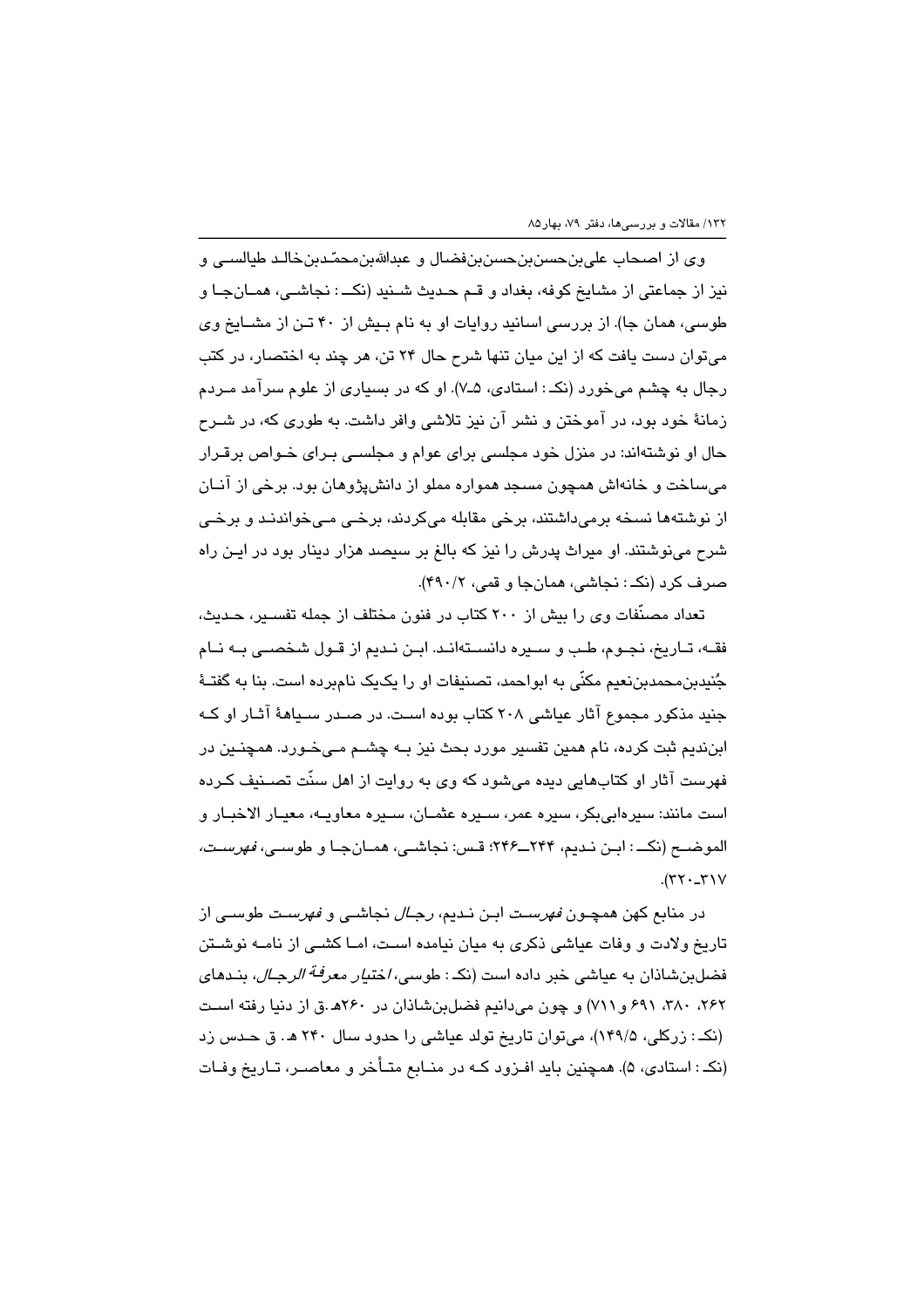وی از اصحاب علی‌بن‌حسن‌بن‌حسن‌بن‌فضال و عبدالله‌بن‌محمّدبن‌خالد طیالسی و نیز از جماعتی از مشایخ کوفه، بغداد و قم حدیث شنید (نکـ : نجاشی، همان‌جا و طوسی، همان جا). از بررسی اسانید روایات او به نام بیش از ۴۰ تن از مشایخ وی می‌توان دست یافت که از این میان تنها شرح حال ۲۴ تن، هر چند به اختصار، در کتب رجال به چشم می‌خورد (نکـ : استادی، ۵ـ۷). او که در بسیاری از علوم سرآمد مردم زمانهٔ خود بود، در آموختن و نشر آن نیز تلاشی وافر داشت. به طوری که، در شرح حال او نوشته‌اند: در منزل خود مجلسی برای عوام و مجلسی برای خواص برقرار می‌ساخت و خانه‌اش همچون مسجد همواره مملو از دانش‌پژوهان بود. برخی از آنان از نوشته‌ها نسخه برمی‌داشتند، برخی مقابله می‌کردند، برخی می‌خواندند و برخی شرح می‌نوشتند. او میراث پدرش را نیز که بالغ بر سیصد هزار دینار بود در این راه صرف کرد (نکـ : نجاشی، همان‌جا و قمی، ۴۹۰/۲).

تعداد مصنّفات وی را بیش از ۲۰۰ کتاب در فنون مختلف از جمله تفسیر، حدیث، فقه، تاریخ، نجوم، طب و سیره دانسته‌اند. ابن ندیم از قول شخصی به نام جُنیدبن‌محمدبن‌نعیم مکنّی به ابواحمد، تصنیفات او را یکیک نام‌برده است. بنا به گفتهٔ جنید مذکور مجموع آثار عیاشی ۲۰۸ کتاب بوده است. در صدر سیاههٔ آثار او که ابن‌ندیم ثبت کرده، نام همین تفسیر مورد بحث نیز به چشم می‌خورد. همچنین در فهرست آثار او کتاب‌هایی دیده می‌شود که وی به روایت از اهل سنّت تصنیف کرده است مانند: سیرهابی‌بکر، سیره عمر، سیره عثمان، سیره معاویه، معیار الاخبار و الموضح (نکـ : ابن ندیم، ۲۴۴ــ۲۴۶؛ قس: نجاشی، همان‌جا و طوسی، *فهرست*، ۳۱۷ـ۳۲۰).

در منابع کهن همچون *فهرست* ابن ندیم، *رجال* نجاشی و *فهرست* طوسی از تاریخ ولادت و وفات عیاشی ذکری به میان نیامده است، اما کشی از نامه نوشتن فضل‌بن‌شاذان به عیاشی خبر داده است (نکـ : طوسی، *اختیار معرفة الرجال*، بندهای ۲۶۲، ۳۸۰، ۶۹۱ و ۷۱۱) و چون می‌دانیم فضل‌بن‌شاذان در ۲۶۰هـ.ق از دنیا رفته است (نکـ : زرکلی، ۱۴۹/۵)، می‌توان تاریخ تولد عیاشی را حدود سال ۲۴۰ هـ. ق حدس زد (نکـ : استادی، ۵). همچنین باید افزود که در منابع متأخر و معاصر، تاریخ وفات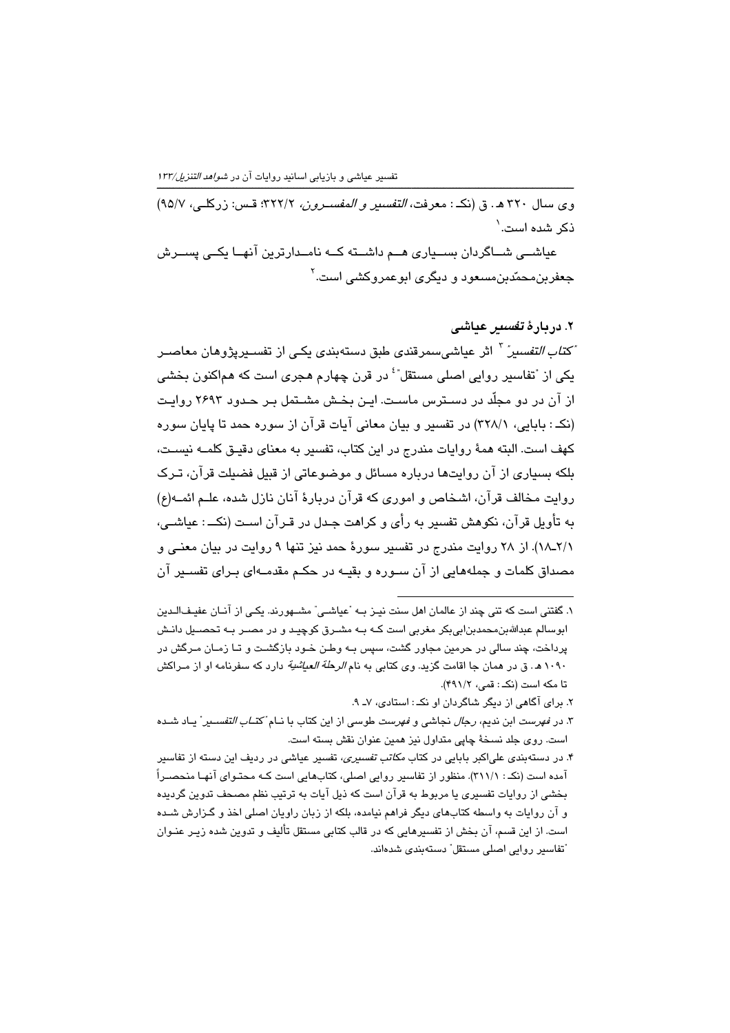وی سال ۳۲۰ هـ. ق (نکـ: معرفت، *التفسیر و المفسرون*، ۳۲۲/۲؛ قس: زرکلی، ۹۵/۷) ذکر شده است.[1]

عیاشی شاگردان بسیاری هم داشته کـه نامدارترین آنها یکی پسرش جعفربن‌محمّدبن‌مسعود و دیگری ابوعمروکشی است.[2]

## ۲. دربارهٔ *تفسیر عیاشی*

"*کتاب التفسیر*"[3] اثر عیاشی‌سمرقندی طبق دسته‌بندی یکی از تفسیرپژوهان معاصر یکی از "تفاسیر روایی اصلی مستقل"[4] در قرن چهارم هجری است که هم‌اکنون بخشی از آن در دو مجلّد در دسترس ماست. این بخش مشتمل بر حدود ۲۶۹۳ روایت (نکـ: بابایی، ۳۲۸/۱) در تفسیر و بیان معانی آیات قرآن از سوره حمد تا پایان سوره کهف است. البته همهٔ روایات مندرج در این کتاب، تفسیر به معنای دقیق کلمه نیست، بلکه بسیاری از آن روایت‌ها درباره مسائل و موضوعاتی از قبیل فضیلت قرآن، ترک روایت مخالف قرآن، اشخاص و اموری که قرآن دربارهٔ آنان نازل شده، علم ائمه(ع) به تأویل قرآن، نکوهش تفسیر به رأی و کراهت جدل در قرآن است (نکـ: عیاشی، ۲/۱ـ۱۸). از ۲۸ روایت مندرج در تفسیر سورهٔ حمد نیز تنها ۹ روایت در بیان معنی و مصداق کلمات و جمله‌هایی از آن سوره و بقیه در حکم مقدمه‌ای برای تفسیر آن

---

۱. گفتنی است که تنی چند از عالمان اهل سنت نیز بـه "عیاشی" مشهورند. یکی از آنان عفیف‌الدین ابوسالم عبدالله‌بن‌محمدبن‌ابی‌بکر مغربی است کـه بـه مشرق کوچید و در مصر بـه تحصیل دانش پرداخت، چند سالی در حرمین مجاور گشت، سپس بـه وطن خود بازگشت و تـا زمان مرگش در ۱۰۹۰ هـ. ق در همان جا اقامت گزید. وی کتابی به نام *الرحلة العیاشیة* دارد که سفرنامه او از مراکش تا مکه است (نکـ: قمی، ۴۹۱/۲).

۲. برای آگاهی از دیگر شاگردان او نکـ: استادی، ۷ـ ۹.

۳. در *فهرست* ابن ندیم، *رجال* نجاشی و *فهرست* طوسی از این کتاب با نـام "*کتاب التفسیر*" یاد شـده است. روی جلد نسخهٔ چاپی متداول نیز همین عنوان نقش بسته است.

۴. در دسته‌بندی علی‌اکبر بابایی در کتاب *مکاتب تفسیری*، تفسیر عیاشی در ردیف این دسته از تفاسیر آمده است (نکـ: ۳۱۱/۱). منظور از تفاسیر روایی اصلی، کتاب‌هایی است کـه محتوای آنها منحصراً بخشی از روایات تفسیری یا مربوط به قرآن است که ذیل آیات به ترتیب نظم مصحف تدوین گردیده و آن روایات به واسطه کتاب‌های دیگر فراهم نیامده، بلکه از زبان راویان اصلی اخذ و گزارش شـده است. از این قسم، آن بخش از تفسیرهایی که در قالب کتابی مستقل تألیف و تدوین شده زیر عنوان "تفاسیر روایی اصلی مستقل" دسته‌بندی شده‌اند.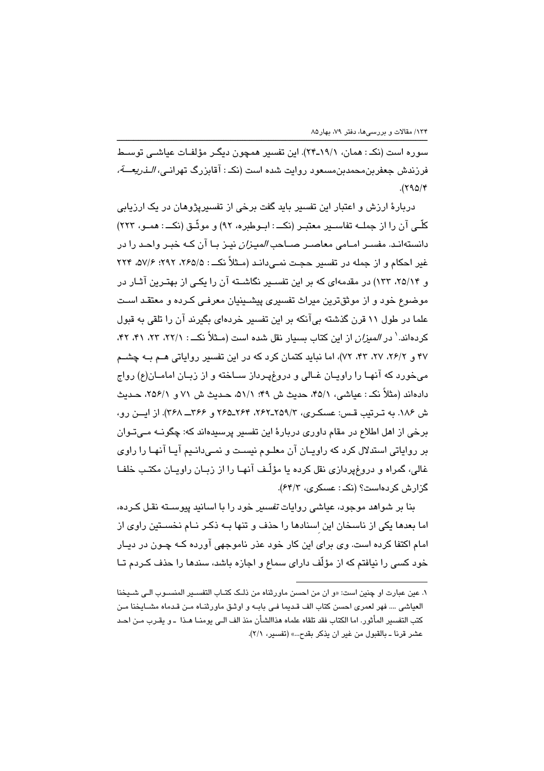سوره است (نک: همان، ۱۹/۱ـ۲۴). این تفسیر همچون دیگر مؤلفات عیاشی توسط فرزندش جعفربن‌محمدبن‌مسعود روایت شده است (نک: آقابزرگ تهرانی، *الذریعة*، ۲۹۵/۴).

دربارهٔ ارزش و اعتبار این تفسیر باید گفت برخی از تفسیرپژوهان در یک ارزیابی کلّی آن را از جمله تفاسیر معتبر (نک: ابوطبره، ۹۲) و موثّق (نک: همو، ۲۲۳) دانسته‌اند. مفسر امامی معاصر صاحب *المیزان* نیز با آن که خبر واحد را در غیر احکام و از جمله در تفسیر حجت نمی‌داند (مثلاً نک: ۲۶۵/۵، ۲۹۲؛ ۵۷/۶، ۲۲۴ و ۲۵/۱۴، ۱۳۳) در مقدمه‌ای که بر این تفسیر نگاشته آن را یکی از بهترین آثار در موضوع خود و از موثق‌ترین میراث تفسیری پیشینیان معرفی کرده و معتقد است علما در طول ۱۱ قرن گذشته بی‌آنکه بر این تفسیر خرده‌ای بگیرند آن را تلقی به قبول کرده‌اند.[۱] در *المیزان* از این کتاب بسیار نقل شده است (مثلاً نک: ۲۲/۱، ۲۳، ۴۱، ۴۲، ۴۷ و ۲۶/۲، ۲۷، ۴۳، ۷۲)، اما نباید کتمان کرد که در این تفسیر روایاتی هم به چشم می‌خورد که آنها را راویان غالی و دروغ‌پرداز ساخته و از زبان امامان(ع) رواج داده‌اند (مثلاً نک: عیاشی، ۴۵/۱، حدیث ش ۴۹؛ ۵۱/۱، حدیث ش ۷۱ و ۲۵۶/۱، حدیث ش ۱۸۶. به ترتیب قس: عسکری، ۲۵۹/۳ـ۲۶۲، ۲۶۴ـ۲۶۵ و ۳۶۶ـ ۳۶۸). از این رو، برخی از اهل اطلاع در مقام داوری دربارهٔ این تفسیر پرسیده‌اند که: چگونه می‌توان بر روایاتی استدلال کرد که راویان آن معلوم نیست و نمی‌دانیم آیا آنها را راوی غالی، گمراه و دروغ‌پردازی نقل کرده یا مؤلّف آنها را از زبان راویان مکتب خلفا گزارش کرده‌است؟ (نک: عسکری، ۶۴/۳).

بنا بر شواهد موجود، عیاشی روایات *تفسیر* خود را با اسانید پیوسته نقل کرده، اما بعدها یکی از ناسخان این اسنادها را حذف و تنها به ذکر نام نخستین راوی از امام اکتفا کرده است. وی برای این کار خود عذر ناموجهی آورده که چون در دیار خود کسی را نیافتم که از مؤلّف دارای سماع و اجازه باشد، سندها را حذف کردم تا

---

۱. عین عبارت او چنین است: «و ان من احسن ماورثناه من ذلک کتاب التفسیر المنسوب الی شیخنا العیاشی .... فهر لعمری احسن کتاب الف قدیما فی بابه و اوثق ماورثناه من قدماه مشایخنا من کتب التفسیر المأثور. اما الکتاب فقد تلقاه علماه هذاالشأن منذ الف الی یومنا هذا ـ و یقرب من احد عشر قرنا ـ بالقبول من غیر ان یذکر بقدح...» (تفسیر، ۲/۱).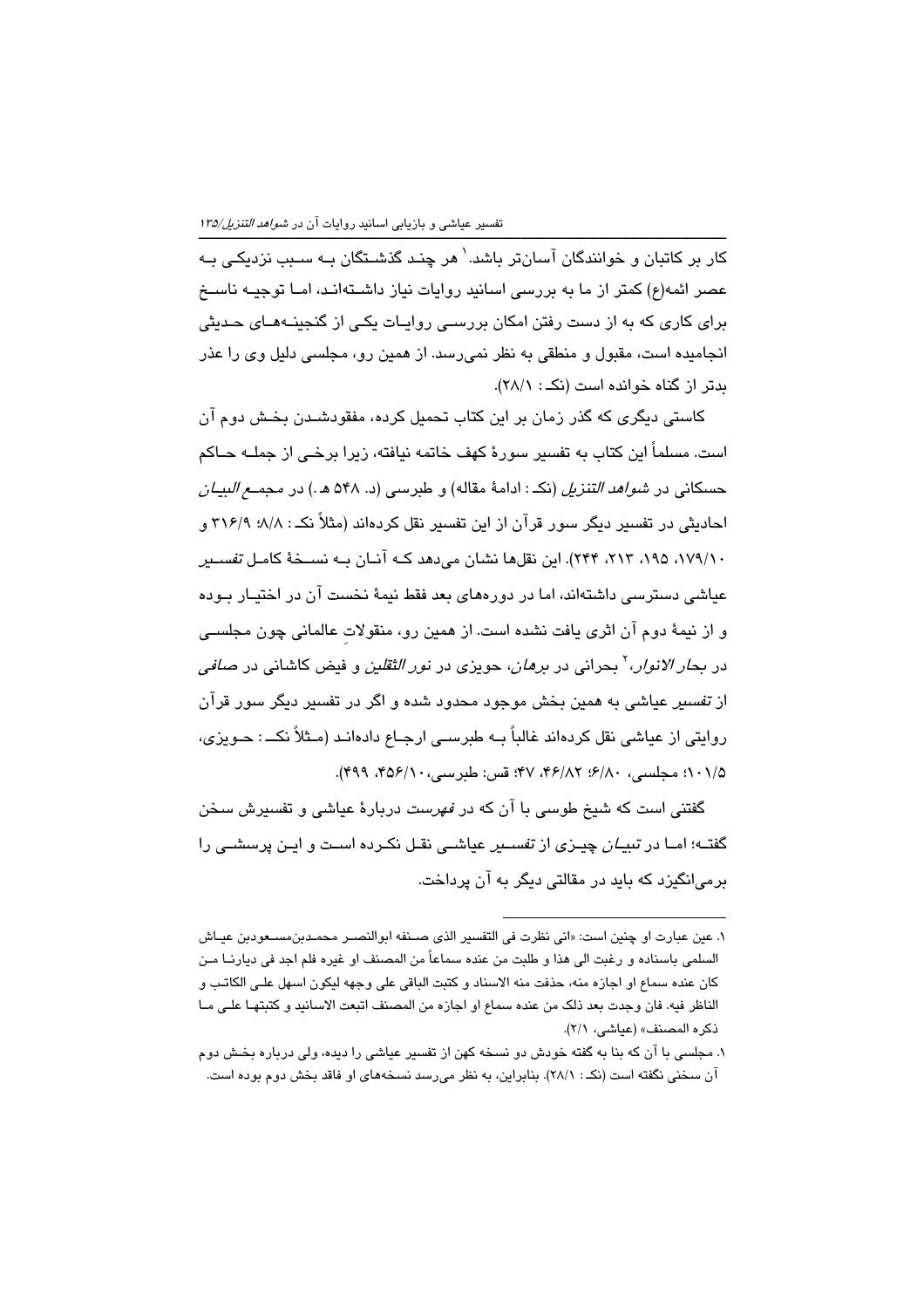کار بر کاتبان و خوانندگان آسان‌تر باشد.[۱] هر چند گذشتگان به سبب نزدیکی به عصر ائمه(ع) کمتر از ما به بررسی اسانید روایات نیاز داشته‌اند، اما توجیه ناسخ برای کاری که به از دست رفتن امکان بررسی روایات یکی از گنجینه‌های حدیثی انجامیده است، مقبول و منطقی به نظر نمی‌رسد. از همین رو، مجلسی دلیل وی را عذر بدتر از گناه خوانده است (نکـ: ۲۸/۱).

کاستی دیگری که گذر زمان بر این کتاب تحمیل کرده، مفقودشدن بخش دوم آن است. مسلماً این کتاب به تفسیر سورهٔ کهف خاتمه نیافته، زیرا برخی از جمله حاکم حسکانی در *شواهد التنزیل* (نکـ: ادامهٔ مقاله) و طبرسی (د. ۵۴۸ هـ.) در *مجمع البیان* احادیثی در تفسیر دیگر سور قرآن از این تفسیر نقل کرده‌اند (مثلاً نکـ: ۸/۸؛ ۳۱۶/۹ و ۱۷۹/۱۰، ۱۹۵، ۲۱۳، ۲۴۴). این نقل‌ها نشان می‌دهد که آنان به نسخهٔ کامل *تفسیر* عیاشی دسترسی داشته‌اند، اما در دوره‌های بعد فقط نیمهٔ نخست آن در اختیار بوده و از نیمهٔ دوم آن اثری یافت نشده است. از همین رو، منقولاتِ عالمانی چون مجلسی در *بحار الانوار*،[۲] بحرانی در *برهان*، حویزی در *نور الثقلین* و فیض کاشانی در *صافی* از *تفسیر* عیاشی به همین بخش موجود محدود شده و اگر در تفسیر دیگر سور قرآن روایتی از عیاشی نقل کرده‌اند غالباً به طبرسی ارجاع داده‌اند (مثلاً نکـ: حویزی، ۱۰۱/۵؛ مجلسی، ۶/۸۰؛ ۴۶/۸۲، ۴۷؛ قس: طبرسی، ۴۵۶/۱۰، ۴۹۹).

گفتنی است که شیخ طوسی با آن که در *فهرست* دربارهٔ عیاشی و تفسیرش سخن گفته؛ اما در *تبیان* چیزی از *تفسیر* عیاشی نقل نکرده است و این پرسشی را برمی‌انگیزد که باید در مقالتی دیگر به آن پرداخت.

---

۱. عین عبارت او چنین است: «انی نظرت فی التفسیر الذی صنفه ابوالنصر محمدبن‌مسعودبن عیاش السلمی باسناده و رغبت الی هذا و طلبت من عنده سماعاً من المصنف او غیره فلم اجد فی دیارنا من کان عنده سماع او اجازه منه، حذفت منه الاسناد و کتبت الباقی علی وجهه لیکون اسهل علی الکاتب و الناظر فیه. فان وجدت بعد ذلک من عنده سماع او اجازه من المصنف اتبعت الاسانید و کتبتها علی ما ذکره المصنف» (عیاشی، ۲/۱).

۱. مجلسی با آن که بنا به گفته خودش دو نسخه کهن از تفسیر عیاشی را دیده، ولی درباره بخش دوم آن سخنی نگفته است (نکـ: ۲۸/۱). بنابراین، به نظر می‌رسد نسخه‌های او فاقد بخش دوم بوده است.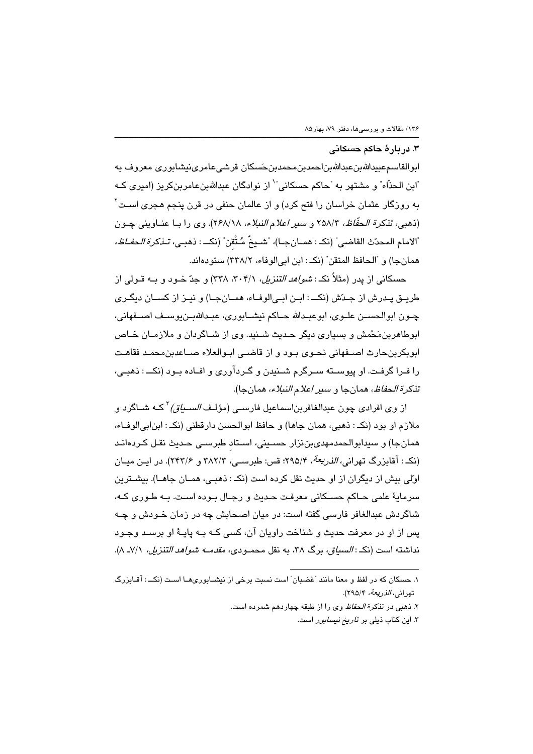### ۳. دربارهٔ حاکم حسکانی

ابوالقاسم‌عبیدالله‌بن‌عبدالله‌بن‌احمدبن‌محمدبن‌حَسکان قرشی‌عامری‌نیشابوری معروف به "ابن الحذّاء" و مشتهر به "حاکم حسکانی"[۱] از نوادگان عبدالله‌بن‌عامربن‌کریز (امیری که به روزگار عثمان خراسان را فتح کرد) و از عالمان حنفی در قرن پنجم هجری است[۲] (ذهبی، *تذکرة الحفّاظ*، ۲۵۸/۳ و *سیر اعلام النبلاء*، ۲۶۸/۱۸). وی را با عناوینی چون "الامام المحدّث القاضی" (نک: همان‌جا)، "شیخٌ مُتْقِن" (نک: ذهبی، *تذکرة الحفاظ*، همان‌جا) و "الحافظ المتقن" (نک: ابن ابی‌الوفاء، ۳۳۸/۲) ستوده‌اند.

حسکانی از پدر (مثلاً نک: *شواهد التنزیل*، ۳۰۴/۱، ۳۳۸) و جدّ خود و به قولی از طریق پدرش از جدّش (نک: ابن ابی‌الوفاء، همان‌جا) و نیز از کسان دیگری چون ابوالحسن علوی، ابوعبدالله حاکم نیشابوری، عبدالله‌بن‌یوسف اصفهانی، ابوطاهربن‌مَحْمِش و بسیاری دیگر حدیث شنید. وی از شاگردان و ملازمان خاص ابوبکربن‌حارث اصفهانی نحوی بود و از قاضی ابوالعلاء صاعدبن‌محمد فقاهت را فرا گرفت. او پیوسته سرگرم شنیدن و گردآوری و افاده بود (نک: ذهبی، *تذکرة الحفاظ*، همان‌جا و *سیر اعلام النبلاء*، همان‌جا).

از وی افرادی چون عبدالغافربن‌اسماعیل فارسی (مؤلف *السیاق*)[۳] که شاگرد و ملازم او بود (نک: ذهبی، همان جاها) و حافظ ابوالحسن دارقطنی (نک: ابن‌ابی‌الوفاء، همان‌جا) و سیدابوالحمدمهدی‌بن‌نزار حسینی، استادِ طبرسی حدیث نقل کرده‌اند (نک: آقابزرگ تهرانی، *الذریعة*، ۲۹۵/۴؛ قس: طبرسی، ۳۸۲/۳ و ۲۴۳/۶). در این میان اوّلی بیش از دیگران از او حدیث نقل کرده است (نک: ذهبی، همان جاها). بیشترین سرمایهٔ علمی حاکم حسکانی معرفت حدیث و رجال بوده است. به طوری که، شاگردش عبدالغافر فارسی گفته است: در میان اصحابش چه در زمان خودش و چه پس از او در معرفت حدیث و شناخت راویان آن، کسی که به پایهٔ او برسد وجود نداشته است (نک: *السیاق*، برگ ۳۸، به نقل محمودی، *مقدمه شواهد التنزیل*، ۷/۱- ۸).

---

۱. حسکان که در لفظ و معنا مانند "غضبان" است نسبت برخی از نیشابوری‌ها است (نک: آقابزرگ تهرانی، *الذریعة*، ۲۹۵/۴).

۲. ذهبی در *تذکرة الحفاظ* وی را از طبقه چهاردهم شمرده است.

۳. این کتاب ذیلی بر *تاریخ نیسابور* است.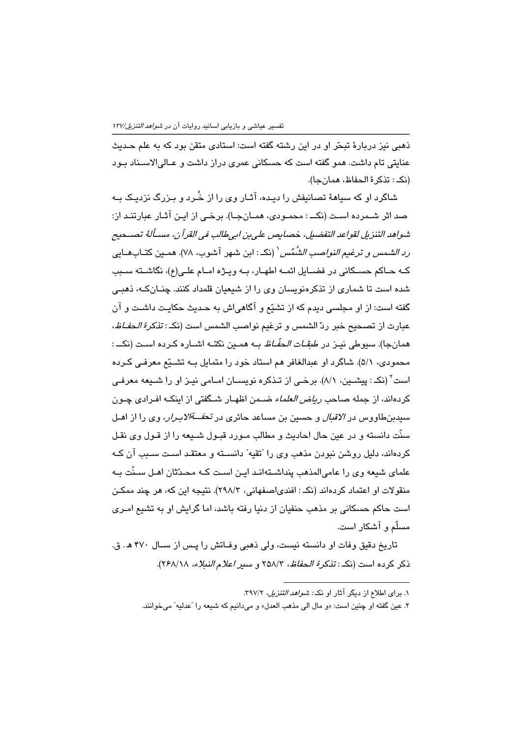ذهبی نیز دربارهٔ تبحّر او در این رشته گفته است: استادی متقن بود که به علم حدیث عنایتی تام داشت. همو گفته است که حسکانی عمری دراز داشت و عالی‌الاسناد بود (نک: تذکرة الحفاظ، همان‌جا).

شاگرد او که سیاههٔ تصانیفش را دیده، آثار وی را از خُرد و بزرگ نزدیک به صد اثر شمرده است (نک: محمودی، همان‌جا). برخی از این آثار عبارتند از: *شواهد التنزیل لقواعد التفضیل*، *خصایص علی‌بن ابی‌طالب فی القرآن*، *مسألة تصحیح رد الشمس و ترغیم النواصب الشُمُس*[1] (نک: ابن شهر آشوب، ۷۸). همین کتاب‌هایی که حاکم حسکانی در فضایل ائمه اطهار، به ویژه امام علی(ع)، نگاشته سبب شده است تا شماری از تذکره‌نویسان وی را از شیعیان قلمداد کنند. چنان‌که، ذهبی گفته است: از او مجلسی دیدم که از تشیّع و آگاهی‌اش به حدیث حکایت داشت و آن عبارت از تصحیح خبر ردّ الشمس و ترغیم نواصب الشمس است (نک: *تذکرة الحفاظ*، همان‌جا). سیوطی نیز در *طبقات الحفّاظ* به همین نکته اشاره کرده است (نک: محمودی، ۵/۱). شاگرد او عبدالغافر هم استاد خود را متمایل به تشیّع معرفی کرده است[2] (نک: پیشین، ۸/۱). برخی از تذکره نویسان امامی نیز او را شیعه معرفی کرده‌اند، از جمله صاحب *ریاض العلماء* ضمن اظهار شگفتی از اینکه افرادی چون سیدبن‌طاووس در *الاقبال* و حسین بن مساعد حائری در *تحفة‌الابرار*، وی را از اهل سنّت دانسته و در عین حال احادیث و مطالب مورد قبول شیعه را از قول وی نقل کرده‌اند، دلیل روشن نبودن مذهب وی را "تقیه" دانسته و معتقد است سبب آن که علمای شیعه وی را عامی‌المذهب پنداشته‌اند این است که محدّثان اهل سنّت به منقولات او اعتماد کرده‌اند (نک: افندی‌اصفهانی، ۲۹۸/۳). نتیجه این که، هر چند ممکن است حاکم حسکانی بر مذهب حنفیان از دنیا رفته باشد، اما گرایش او به تشیع امری مسلّم و آشکار است.

تاریخ دقیق وفات او دانسته نیست، ولی ذهبی وفاتش را پس از سال ۴۷۰ هـ. ق. ذکر کرده است (نک: *تذکرة الحفاظ*، ۲۵۸/۳ و *سیر اعلام النبلاء*، ۲۶۸/۱۸).

---

۱. برای اطلاع از دیگر آثار او نک: *شواهد التنزیل*، ۳۹۷/۲.

۲. عین گفته او چنین است: «و مال الی مذهب العدل» و می‌دانیم که شیعه را "عدلیه" می‌خوانند.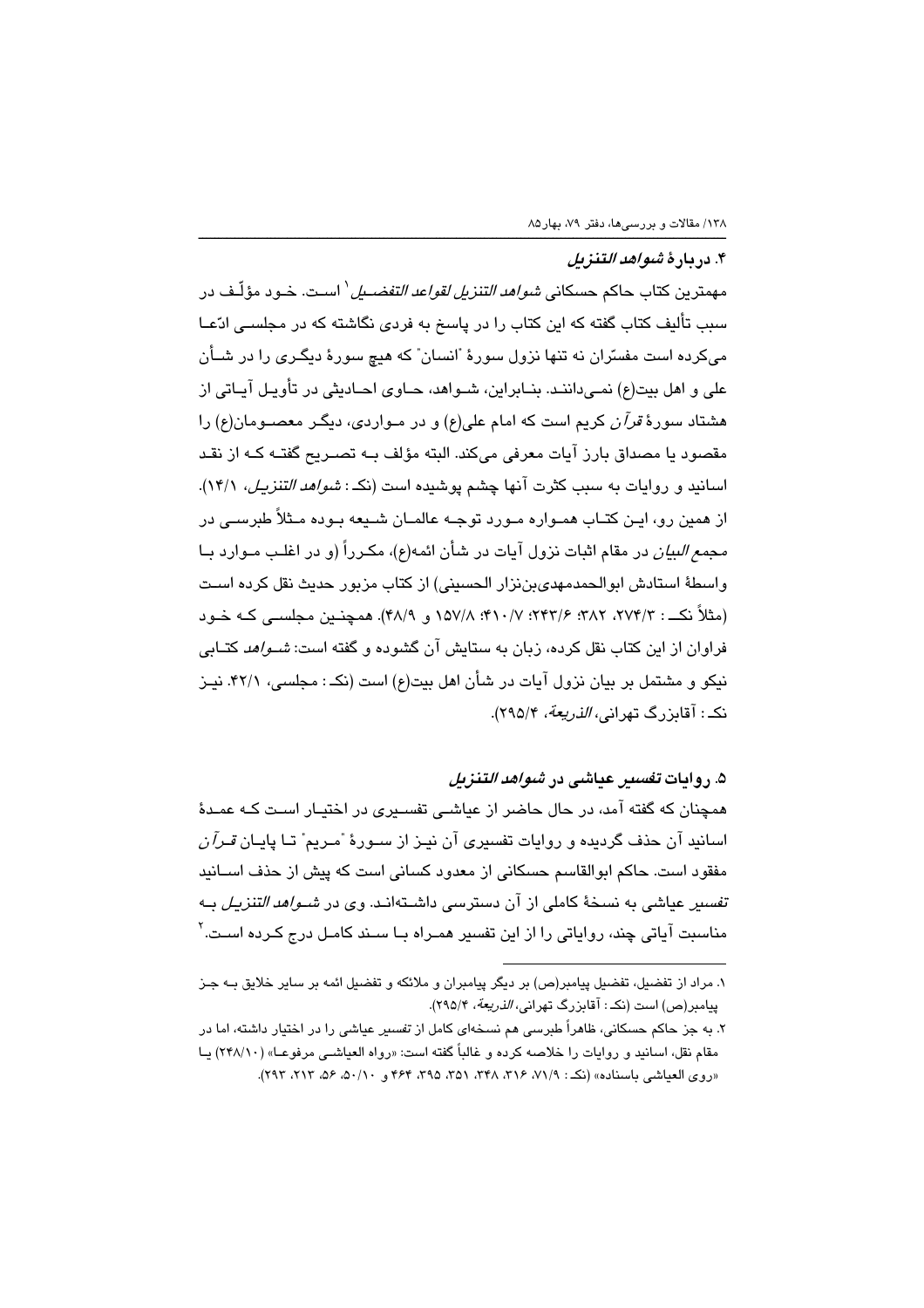### ۴. دربارهٔ *شواهد التنزیل*

مهمترین کتاب حاکم حسکانی *شواهد التنزیل لقواعد التفضیل*[1] است. خود مؤلّف در سبب تألیف کتاب گفته که این کتاب را در پاسخ به فردی نگاشته که در مجلسی ادّعا می‌کرده است مفسّران نه تنها نزول سورهٔ "انسان" که هیچ سورهٔ دیگری را در شأن علی و اهل بیت(ع) نمی‌دانند. بنابراین، شواهد، حاوی احادیثی در تأویل آیاتی از هشتاد سورهٔ *قرآن* کریم است که امام علی(ع) و در مواردی، دیگر معصومان(ع) را مقصود یا مصداق بارز آیات معرفی می‌کند. البته مؤلف به تصریح گفته که از نقد اسانید و روایات به سبب کثرت آنها چشم پوشیده است (نک: *شواهد التنزیل*، ۱۴/۱). از همین رو، این کتاب همواره مورد توجه عالمان شیعه بوده مثلاً طبرسی در *مجمع البیان* در مقام اثبات نزول آیات در شأن ائمه(ع)، مکرراً (و در اغلب موارد با واسطهٔ استادش ابوالحمدمهدی‌بن‌نزار الحسینی) از کتاب مزبور حدیث نقل کرده است (مثلاً نک: ۲۷۴/۳، ۳۸۲؛ ۲۴۳/۶؛ ۴۱۰/۷؛ ۱۵۷/۸ و ۴۸/۹). همچنین مجلسی که خود فراوان از این کتاب نقل کرده، زبان به ستایش آن گشوده و گفته است: *شواهد* کتابی نیکو و مشتمل بر بیان نزول آیات در شأن اهل بیت(ع) است (نک: مجلسی، ۴۲/۱. نیز نک: آقابزرگ تهرانی، *الذریعة*، ۲۹۵/۴).

### ۵. روایات *تفسیر عیاشی* در *شواهد التنزیل*

همچنان که گفته آمد، در حال حاضر از عیاشی تفسیری در اختیار است که عمدهٔ اسانید آن حذف گردیده و روایات تفسیری آن نیز از سورهٔ "مریم" تا پایان *قرآن* مفقود است. حاکم ابوالقاسم حسکانی از معدود کسانی است که پیش از حذف اسانید *تفسیر* عیاشی به نسخهٔ کاملی از آن دسترسی داشته‌اند. وی در *شواهد التنزیل* به مناسبت آیاتی چند، روایاتی را از این تفسیر همراه با سند کامل درج کرده است.[2]

---

۱. مراد از تفضیل، تفضیل پیامبر(ص) بر دیگر پیامبران و ملائکه و تفضیل ائمه بر سایر خلایق به جز پیامبر(ص) است (نک: آقابزرگ تهرانی، *الذریعة*، ۲۹۵/۴).

۲. به جز حاکم حسکانی، ظاهراً طبرسی هم نسخه‌ای کامل از *تفسیر* عیاشی را در اختیار داشته، اما در مقام نقل، اسانید و روایات را خلاصه کرده و غالباً گفته است: «رواه العیاشی مرفوعا» (۲۴۸/۱۰) یا «روی العیاشی باسناده» (نک: ۷۱/۹، ۳۱۶، ۳۴۸، ۳۵۱، ۳۹۵، ۴۶۴ و ۵۰/۱۰، ۵۶، ۲۱۳، ۲۹۳).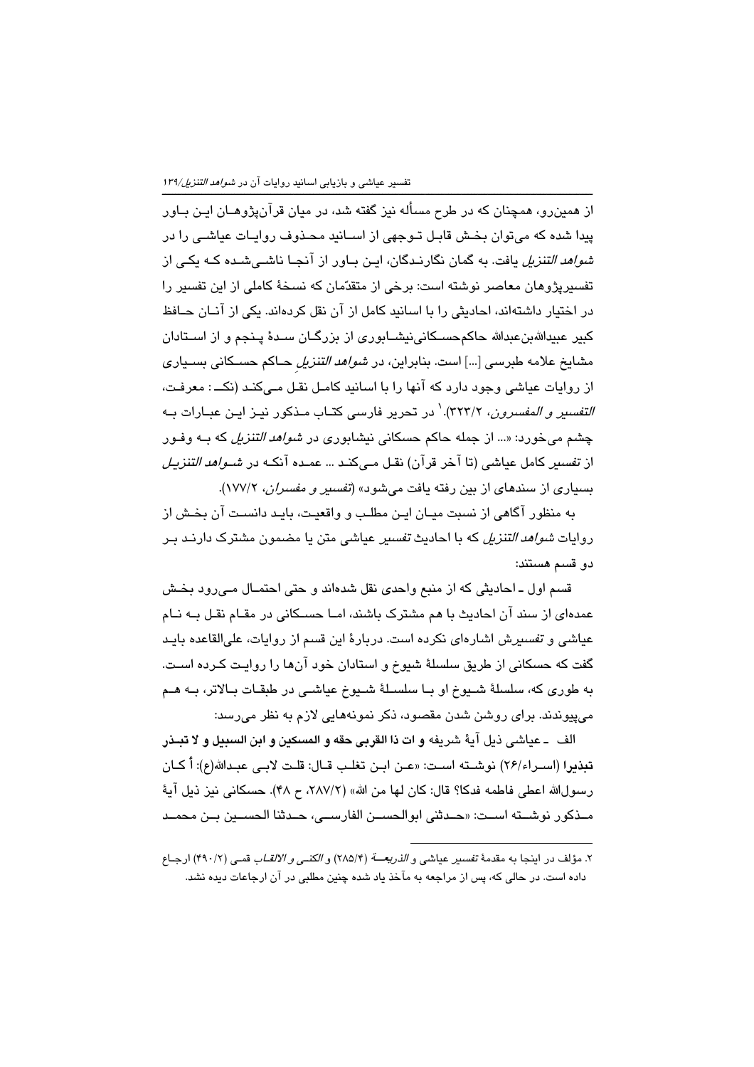از همین‌رو، همچنان که در طرح مسأله نیز گفته شد، در میان قرآن‌پژوهان این باور پیدا شده که می‌توان بخش قابل توجهی از اسانید محذوف روایات عیاشی را در *شواهد التنزیل* یافت. به گمان نگارندگان، این باور از آنجا ناشی‌شده که یکی از تفسیرپژوهان معاصر نوشته است: برخی از متقدّمان که نسخهٔ کاملی از این تفسیر را در اختیار داشته‌اند، احادیثی را با اسانید کامل از آن نقل کرده‌اند. یکی از آنان حافظ کبیر عبیدالله‌بن‌عبدالله حاکم‌حسکانی‌نیشابوری از بزرگان سدهٔ پنجم و از استادان مشایخ علامه طبرسی [...] است. بنابراین، در *شواهد التنزیل* حاکم حسکانی بسیاری از روایات عیاشی وجود دارد که آنها را با اسانید کامل نقل می‌کند (نک: معرفت، *التفسیر و المفسرون*، ۳۲۳/۲).[۱] در تحریر فارسی کتاب مذکور نیز این عبارات به چشم می‌خورد: «... از جمله حاکم حسکانی نیشابوری در *شواهد التنزیل* که به وفور از تفسیر کامل عیاشی (تا آخر قرآن) نقل می‌کند ... عمده آنکه در *شواهد التنزیل* بسیاری از سندهای از بین رفته یافت می‌شود» (*تفسیر و مفسران*، ۱۷۷/۲).

به منظور آگاهی از نسبت میان این مطلب و واقعیت، باید دانست آن بخش از روایات *شواهد التنزیل* که با احادیث *تفسیر* عیاشی متن یا مضمون مشترک دارند بر دو قسم هستند:

قسم اول ـ احادیثی که از منبع واحدی نقل شده‌اند و حتی احتمال می‌رود بخش عمده‌ای از سند آن احادیث با هم مشترک باشند، اما حسکانی در مقام نقل به نام عیاشی و *تفسیرش* اشاره‌ای نکرده است. دربارهٔ این قسم از روایات، علی‌القاعده باید گفت که حسکانی از طریق سلسلهٔ شیوخ و استادان خود آن‌ها را روایت کرده است. به طوری که، سلسلهٔ شیوخ او با سلسلهٔ شیوخ عیاشی در طبقات بالاتر، به هم می‌پیوندند. برای روشن شدن مقصود، ذکر نمونه‌هایی لازم به نظر می‌رسد:

الف ـ عیاشی ذیل آیهٔ شریفه **و ات ذا القربی حقه و المسکین و ابن السبیل و لا تبذر تبذیرا** (اسراء/۲۶) نوشته است: «عن ابن تغلب قال: قلت لابی عبدالله(ع): أ کان رسول‌الله اعطی فاطمه فدکا؟ قال: کان لها من الله» (۲۸۷/۲، ح ۴۸). حسکانی نیز ذیل آیهٔ مذکور نوشته است: «حدثنی ابوالحسن الفارسی، حدثنا الحسین بن محمد

---

۲. مؤلف در اینجا به مقدمهٔ *تفسیر* عیاشی و *الذریعة* (۲۸۵/۴) و *الکنی و الالقاب* قمی (۴۹۰/۲) ارجاع داده است. در حالی که، پس از مراجعه به مآخذ یاد شده چنین مطلبی در آن ارجاعات دیده نشد.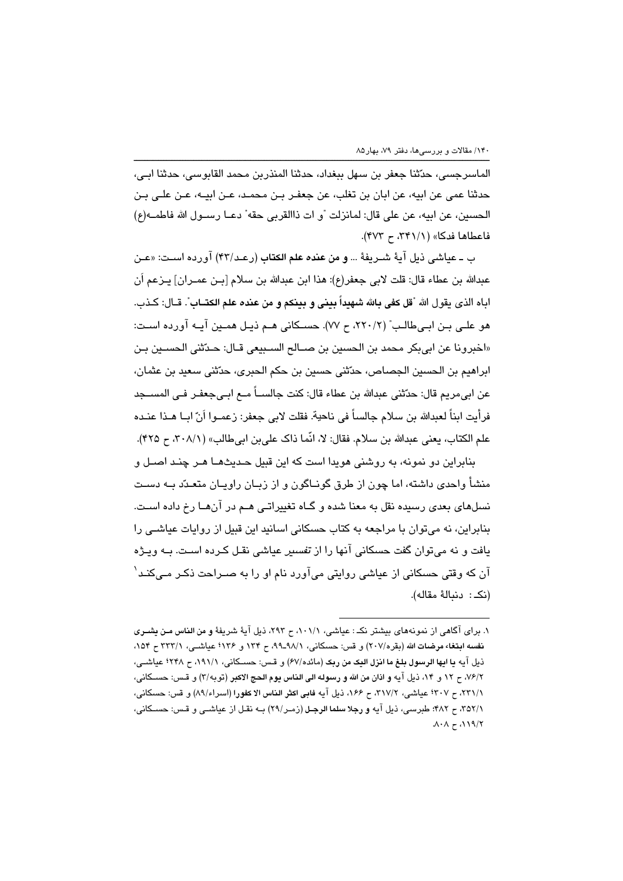الماسرجسی، حدّثنا جعفر بن سهل ببغداد، حدثنا المنذربن محمد القابوسی، حدثنا ابی، حدثنا عمی عن ابیه، عن ابان بن تغلب، عن جعفر بن محمد، عن ابیه، عن علی بن الحسین، عن ابیه، عن علی قال: لمانزلت "و ات ذاالقربی حقه" دعا رسول الله فاطمه(ع) فاعطاها فدکا» (۳۴۱/۱، ح ۴۷۳).

ب ـ عیاشی ذیل آیهٔ شریفهٔ ... **و من عنده علم الکتاب** (رعد/۴۳) آورده است: «عن عبدالله بن عطاء قال: قلت لابی جعفر(ع): هذا ابن عبدالله بن سلام [بن عمران] یزعم اَن اباه الذی یقول الله "**قل کفی بالله شهیداً بینی و بینکم و من عنده علم الکتاب**". قال: کذب. هو علی بن ابی‌طالب" (۲۲۰/۲، ح ۷۷). حسکانی هم ذیل همین آیه آورده است: «اخبرونا عن ابی‌بکر محمد بن الحسین بن صالح السبیعی قال: حدّثنی الحسین بن ابراهیم بن الحسین الجصاص، حدّثنی حسین بن حکم الحبری، حدّثنی سعید بن عثمان، عن ابی‌مریم قال: حدّثنی عبدالله بن عطاء قال: کنت جالساً مع ابی‌جعفر فی المسجد فرأیت ابناً لعبدالله بن سلام جالساً فی ناحیة. فقلت لابی جعفر: زعموا أنّ ابا هذا عنده علم الکتاب، یعنی عبدالله بن سلام. فقال: لا، انّما ذاک علی‌بن ابی‌طالب» (۳۰۸/۱، ح ۴۲۵).

بنابراین دو نمونه، به روشنی هویدا است که این قبیل حدیث‌ها هر چند اصل و منشأ واحدی داشته، اما چون از طرق گوناگون و از زبان راویان متعدّد به دست نسل‌های بعدی رسیده نقل به معنا شده و گاه تغییراتی هم در آن‌ها رخ داده است. بنابراین، نه می‌توان با مراجعه به کتاب حسکانی اسانید این قبیل از روایات عیاشی را یافت و نه می‌توان گفت حسکانی آنها را از تفسیر عیاشی نقل کرده است. به ویژه آن که وقتی حسکانی از عیاشی روایتی می‌آورد نام او را به صراحت ذکر می‌کند[۱] (نکـ: دنبالهٔ مقاله).

---

۱. برای آگاهی از نمونه‌های بیشتر نکـ: عیاشی، ۱۰۱/۱، ح ۲۹۳، ذیل آیهٔ شریفهٔ **و من الناس من یشری نفسه ابتغاء مرضات الله** (بقره/۲۰۷) و قس: حسکانی، ۹۸/۱ـ۹۹، ح ۱۳۴ و ۱۳۶؛ عیاشی، ۳۳۳/۱ ح ۱۵۴، ذیل آیه **یا ایها الرسول بلغ ما انزل الیک من ربک** (مائده/۶۷) و قس: حسکانی، ۱۹۱/۱، ح ۲۴۸؛ عیاشی، ۷۶/۲، ح ۱۲ و ۱۴، ذیل آیه **و اذان من الله و رسوله الی الناس یوم الحج الاکبر** (توبه/۳) و قس: حسکانی، ۲۳۱/۱، ح ۳۰۷؛ عیاشی، ۳۱۷/۲، ح ۱۶۶، ذیل آیه **فابی اکثر الناس الا کفورا** (اسراء/۸۹) و قس: حسکانی، ۳۵۲/۱، ح ۴۸۲؛ طبرسی، ذیل آیه **و رجلا سلما الرجل** (زمر/۲۹) به نقل از عیاشی و قس: حسکانی، ۱۱۹/۲، ح ۸۰۸.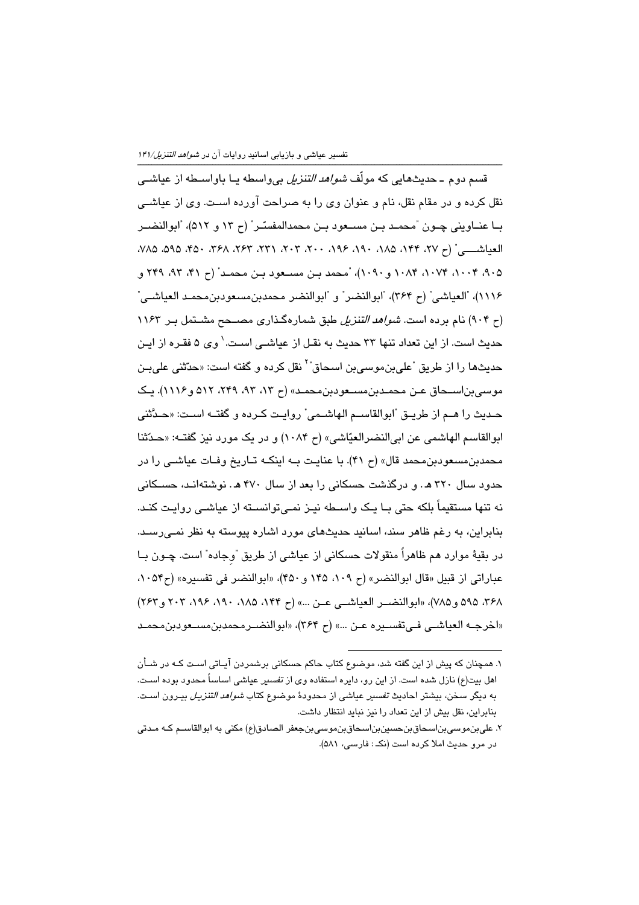قسم دوم ـ حدیث‌هایی که مولّف *شواهد التنزیل* بی‌واسطه یا باواسطه از عیاشی نقل کرده و در مقام نقل، نام و عنوان وی را به صراحت آورده است. وی از عیاشی با عناوینی چون "محمد بن مسعود بن محمدالمفسّر" (ح ۱۳ و ۵۱۲)، "ابوالنضر العیاشی" (ح ۲۷، ۱۴۴، ۱۸۵، ۱۹۰، ۱۹۶، ۲۰۰، ۲۰۳، ۲۳۱، ۲۶۳، ۳۶۸، ۴۵۰، ۵۹۵، ۷۸۵، ۹۰۵، ۱۰۰۴، ۱۰۷۴، ۱۰۸۴ و ۱۰۹۰)، "محمد بن مسعود بن محمد" (ح ۴۱، ۹۳، ۲۴۹ و ۱۱۱۶)، "العیاشی" (ح ۳۶۴)، "ابوالنضر" و "ابوالنضر محمدبن‌مسعودبن‌محمد العیاشی" (ح ۹۰۴) نام برده است. *شواهد التنزیل* طبق شماره‌گذاری مصحح مشتمل بر ۱۱۶۳ حدیث است. از این تعداد تنها ۳۳ حدیث به نقل از عیاشی است.[1] وی ۵ فقره از این حدیث‌ها را از طریق "علی‌بن‌موسی‌بن اسحاق"[2] نقل کرده و گفته است: «حدّثنی علی‌بن موسی‌بن‌اسحاق عن محمدبن‌مسعودبن‌محمد» (ح ۱۳، ۹۳، ۲۴۹، ۵۱۲ و۱۱۱۶). یک حدیث را هم از طریق "ابوالقاسم الهاشمی" روایت کرده و گفته است: «حدّثنی ابوالقاسم الهاشمی عن ابی‌النضرالعیّاشی» (ح ۱۰۸۴) و در یک مورد نیز گفته: «حدّثنا محمدبن‌مسعودبن‌محمد قال» (ح ۴۱). با عنایت به اینکه تاریخ وفات عیاشی را در حدود سال ۳۲۰ هـ. و درگذشت حسکانی را بعد از سال ۴۷۰ هـ. نوشته‌اند، حسکانی نه تنها مستقیماً بلکه حتی با یک واسطه نیز نمی‌توانسته از عیاشی روایت کند. بنابراین، به رغم ظاهر سند، اسانید حدیث‌های مورد اشاره پیوسته به نظر نمی‌رسد. در بقیهٔ موارد هم ظاهراً منقولات حسکانی از عیاشی از طریق "وِجاده" است. چون با عباراتی از قبیل «قال ابوالنضر» (ح ۱۰۹، ۱۴۵ و ۴۵۰)، «ابوالنضر فی تفسیره» (ح۱۰۵۴، ۳۶۸، ۵۹۵ و۷۸۵)، «ابوالنضر العیاشی عن ...» (ح ۱۴۴، ۱۸۵، ۱۹۰، ۱۹۶، ۲۰۳ و۲۶۳) «اخرجه العیاشی فی‌تفسیره عن ...» (ح ۳۶۴)، «ابوالنضرمحمدبن‌مسعودبن‌محمد

---

۱. همچنان که پیش از این گفته شد، موضوع کتاب حاکم حسکانی برشمردن آیاتی است که در شأن اهل بیت(ع) نازل شده است. از این رو، دایره استفاده وی از *تفسیر* عیاشی اساساً محدود بوده است. به دیگر سخن، بیشتر احادیث *تفسیر* عیاشی از محدودهٔ موضوع کتاب *شواهد التنزیل* بیرون است. بنابراین، نقل بیش از این تعداد را نیز نباید انتظار داشت.

۲. علی‌بن‌موسی‌بن‌اسحاق‌بن‌حسین‌بن‌اسحاق‌بن‌موسی‌بن‌جعفر الصادق(ع) مکنی به ابوالقاسم که مدتی در مرو حدیث املا کرده است (نک: فارسی، ۵۸۱).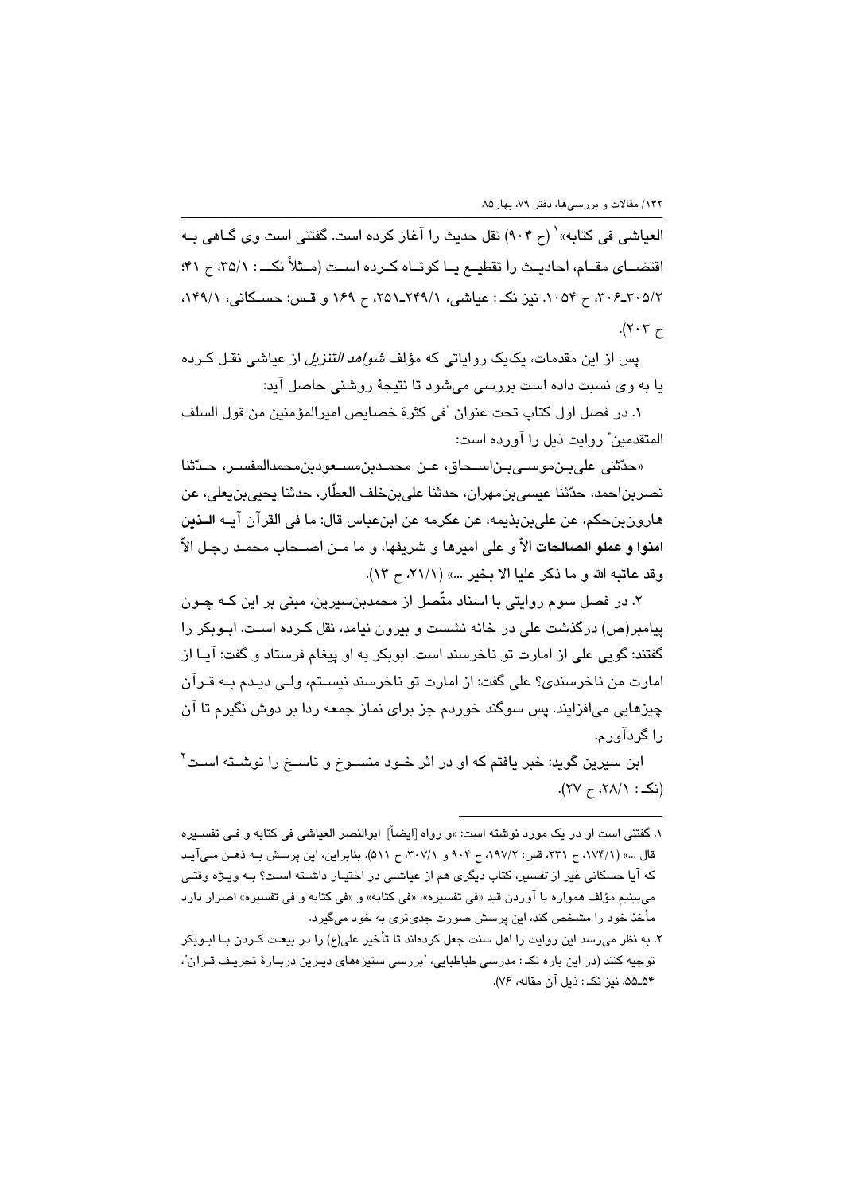العیاشی فی کتابه»[1] (ح ۹۰۴) نقل حدیث را آغاز کرده است. گفتنی است وی گـاهی بـه اقتضـای مقـام، احادیـث را تقطیـع یـا کوتـاه کـرده اسـت (مـثلاً نکـ: ۳۵/۱، ح ۴۱؛ ۳۰۵/۲ـ۳۰۶، ح ۱۰۵۴. نیز نکـ: عیاشی، ۲۴۹/۱ـ۲۵۱، ح ۱۶۹ و قـس: حسـکانی، ۱۴۹/۱، ح ۲۰۳).

پس از این مقدمات، یک‌یک روایاتی که مؤلف *شواهد التنزیل* از عیاشی نقـل کـرده یا به وی نسبت داده است بررسی می‌شود تا نتیجهٔ روشنی حاصل آید:

۱. در فصل اول کتاب تحت عنوان "فی کثرة خصایص امیرالمؤمنین من قول السلف المتقدمین" روایت ذیل را آورده است:

«حدّثنی علی‌بن‌موسی‌بن‌اسـحاق، عـن محمدبن‌مسعودبن‌محمدالمفسـر، حـدّثنا نصربن‌احمد، حدّثنا عیسی‌بن‌مهران، حدثنا علی‌بن‌خلف العطّار، حدثنا یحیی‌بن‌یعلی، عن هارون‌بن‌حکم، عن علی‌بن‌بذیمه، عن عکرمه عن ابن‌عباس قال: ما فی القرآن آیـه **الـذین امنوا و عملو الصالحات** الاّ و علی امیرها و شریفها، و ما مـن اصـحاب محمـد رجـل الاّ وقد عاتبه الله و ما ذکر علیا الا بخیر ...» (۲۱/۱، ح ۱۳).

۲. در فصل سوم روایتی با اسناد متّصل از محمدبن‌سیرین، مبنی بر این کـه چـون پیامبر(ص) درگذشت علی در خانه نشست و بیرون نیامد، نقل کـرده اسـت. ابـوبکر را گفتند: گویی علی از امارت تو ناخرسند است. ابوبکر به او پیغام فرستاد و گفت: آیـا از امارت من ناخرسندی؟ علی گفت: از امارت تو ناخرسند نیسـتم، ولـی دیـدم بـه قـرآن چیزهایی می‌افزایند. پس سوگند خوردم جز برای نماز جمعه ردا بر دوش نگیرم تا آن را گردآورم.

ابن سیرین گوید: خبر یافتم که او در اثر خـود منسـوخ و ناسـخ را نوشـته اسـت[2] (نکـ: ۲۸/۱، ح ۲۷).

---

۱. گفتنی است او در یک مورد نوشته است: «و رواه [ایضاً] ابوالنصر العیاشی فی کتابه و فـی تفسـیره قال ...» (۱۷۴/۱، ح ۲۳۱، قس: ۱۹۷/۲، ح ۹۰۴ و ۳۰۷/۱، ح ۵۱۱). بنابراین، این پرسش بـه ذهـن مـی‌آیـد که آیا حسکانی غیر از *تفسیر*، کتاب دیگری هم از عیاشـی در اختیـار داشـته اسـت؟ بـه ویـژه وقتـی می‌بینیم مؤلف همواره با آوردن قید «فی تفسیره»، «فی کتابه» و «فی کتابه و فی تفسیره» اصرار دارد مأخذ خود را مشخص کند، این پرسش صورت جدی‌تری به خود می‌گیرد.

۲. به نظر می‌رسد این روایت را اهل سنت جعل کرده‌اند تا تأخیر علی(ع) را در بیعـت کـردن بـا ابـوبکر توجیه کنند (در این باره نکـ: مدرسی طباطبایی، "بررسی ستیزه‌های دیـرین دربـارهٔ تحریـف قـرآن"، ۵۴ـ۵۵. نیز نکـ: ذیل آن مقاله، ۷۶).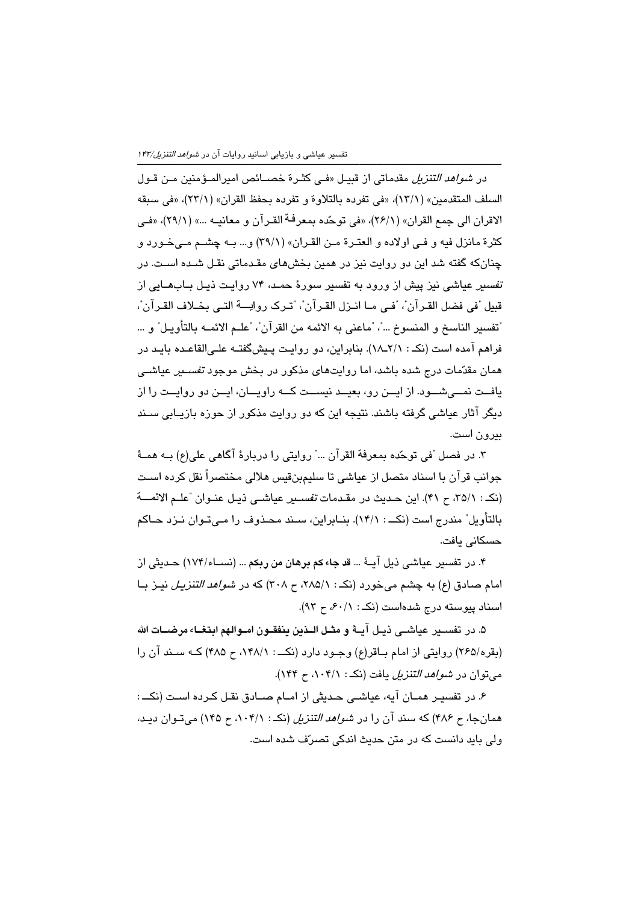در *شواهد التنزیل* مقدماتی از قبیل «فی کثرة خصائص امیرالمؤمنین من قول السلف المتقدمین» (۱۳/۱)، «فی تفرده بالتلاوة و تفرده بحفظ القران» (۲۳/۱)، «فی سبقه الاقران الی جمع القران» (۲۶/۱)، «فی توحّده بمعرفة القرآن و معانیه ...» (۲۹/۱)، «فی کثرة مانزل فیه و فی اولاده و العترة من القران» (۳۹/۱) و... به چشم می‌خورد و چنان‌که گفته شد این دو روایت نیز در همین بخش‌های مقدماتی نقل شده است. در *تفسیر* عیاشی نیز پیش از ورود به تفسیر سورهٔ حمد، ۷۴ روایت ذیل باب‌هایی از قبیل "فی فضل القرآن"، "فی ما انزل القرآن"، "ترک روایة التی بخلاف القرآن"، "تفسیر الناسخ و المنسوخ ..."، "ماعنی به الائمه من القرآن"، "علم الائمه بالتأویل" و ... فراهم آمده است (نک: ۲/۱-۱۸). بنابراین، دو روایت پیش‌گفته علی‌القاعده باید در همان مقدّمات درج شده باشد، اما روایت‌های مذکور در بخش موجود *تفسیر* عیاشی یافت نمی‌شود. از این رو، بعید نیست که راویان، این دو روایت را از دیگر آثار عیاشی گرفته باشند. نتیجه این که دو روایت مذکور از حوزه بازیابی سند بیرون است.

۳. در فصل "فی توحّده بمعرفة القرآن ..." روایتی را دربارهٔ آگاهی علی(ع) به همهٔ جوانب قرآن با اسناد متصل از عیاشی تا سلیم‌بن‌قیس هلالی مختصراً نقل کرده است (نک: ۳۵/۱، ح ۴۱). این حدیث در مقدمات *تفسیر* عیاشی ذیل عنوان "علم الائمة بالتأویل" مندرج است (نک: ۱۴/۱). بنابراین، سند محذوف را می‌توان نزد حاکم حسکانی یافت.

۴. در تفسیر عیاشی ذیل آیهٔ ... **قد جاء کم برهان من ربکم** ... (نساء/۱۷۴) حدیثی از امام صادق (ع) به چشم می‌خورد (نک: ۲۸۵/۱، ح ۳۰۸) که در *شواهد التنزیل* نیز با اسناد پیوسته درج شده‌است (نک: ۶۰/۱، ح ۹۳).

۵. در تفسیر عیاشی ذیل آیهٔ **و مثل الذین ینفقون اموالهم ابتغاء مرضات الله** (بقره/۲۶۵) روایتی از امام باقر(ع) وجود دارد (نک: ۱۴۸/۱، ح ۴۸۵) که سند آن را می‌توان در *شواهد التنزیل* یافت (نک: ۱۰۴/۱، ح ۱۴۴).

۶. در تفسیر همان آیه، عیاشی حدیثی از امام صادق نقل کرده است (نک: همان‌جا، ح ۴۸۶) که سند آن را در *شواهد التنزیل* (نک: ۱۰۴/۱، ح ۱۴۵) می‌توان دید، ولی باید دانست که در متن حدیث اندکی تصرّف شده است.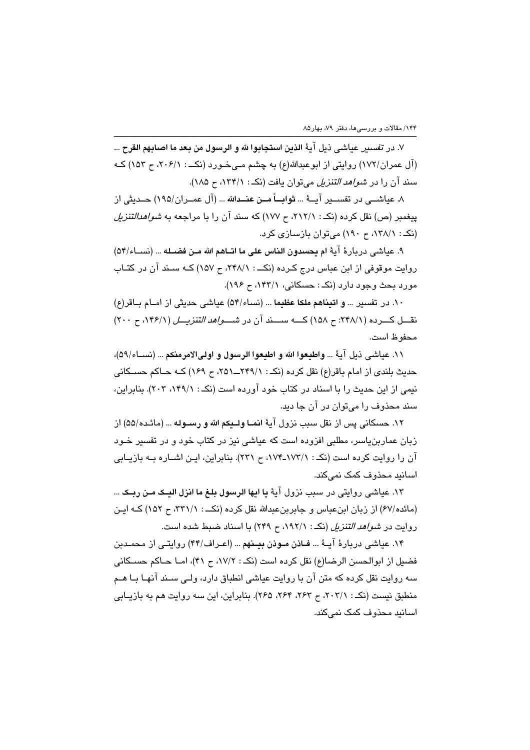۷. در *تفسیر* عیاشی ذیل آیهٔ **الذین استجابوا لله و الرسول من بعد ما اصابهم القرح** ... (آل عمران/۱۷۲) روایتی از ابوعبدالله(ع) به چشم می‌خورد (نک: ۲۰۶/۱، ح ۱۵۳) که سند آن را در *شواهد التنزیل* می‌توان یافت (نک: ۱۳۴/۱، ح ۱۸۵).

۸. عیاشی در تفسیر آیهٔ ... **ثواباً من عندالله** ... (آل عمران/۱۹۵) حدیثی از پیغمبر (ص) نقل کرده (نک: ۲۱۲/۱، ح ۱۷۷) که سند آن را با مراجعه به *شواهدالتنزیل* (نک: ۱۳۸/۱، ح ۱۹۰) می‌توان بازسازی کرد.

۹. عیاشی دربارهٔ آیهٔ **ام یحسدون الناس علی ما اتاهم الله من فضله** ... (نساء/۵۴) روایت موقوفی از ابن عباس درج کرده (نک: ۲۴۸/۱، ح ۱۵۷) که سند آن در کتاب مورد بحث وجود دارد (نک: حسکانی، ۱۴۳/۱، ح ۱۹۶).

۱۰. در تفسیر ... **و اتیناهم ملکا عظیما** ... (نساء/۵۴) عیاشی حدیثی از امام باقر(ع) نقل کرده (۲۴۸/۱: ح ۱۵۸) که سند آن در *شواهد التنزیل* (۱۴۶/۱، ح ۲۰۰) محفوظ است.

۱۱. عیاشی ذیل آیهٔ ... **واطیعوا الله و اطیعوا الرسول و اولی‌الامرمنکم** ... (نساء/۵۹)، حدیث بلندی از امام باقر(ع) نقل کرده (نک: ۲۴۹/۱ــ۲۵۱، ح ۱۶۹) که حاکم حسکانی نیمی از این حدیث را با اسناد در کتاب خود آورده است (نک: ۱۴۹/۱، ۲۰۳). بنابراین، سند محذوف را می‌توان در آن جا دید.

۱۲. حسکانی پس از نقل سبب نزول آیهٔ **انما ولیکم الله و رسوله** ... (مائده/۵۵) از زبان عماربن‌یاسر، مطلبی افزوده است که عیاشی نیز در کتاب خود و در تفسیر خود آن را روایت کرده است (نک: ۱۷۳/۱-۱۷۴، ح ۲۳۱). بنابراین، این اشاره به بازیابی اسانید محذوف کمک نمی‌کند.

۱۳. عیاشی روایتی در سبب نزول آیهٔ **یا ایها الرسول بلغ ما انزل الیک من ربک** ... (مائده/۶۷) از زبان ابن‌عباس و جابربن‌عبدالله نقل کرده (نک: ۳۳۱/۱، ح ۱۵۲) که این روایت در *شواهد التنزیل* (نک: ۱۹۲/۱، ح ۲۴۹) با اسناد ضبط شده است.

۱۴. عیاشی دربارهٔ آیهٔ ... **فاذن موذن بینهم** ... (اعراف/۴۴) روایتی از محمدبن فضیل از ابوالحسن الرضا(ع) نقل کرده است (نک: ۱۷/۲، ح ۴۱)، اما حاکم حسکانی سه روایت نقل کرده که متن آن با روایت عیاشی انطباق دارد، ولی سند آنها با هم منطبق نیست (نک: ۲۰۳/۱، ح ۲۶۳، ۲۶۴، ۲۶۵). بنابراین، این سه روایت هم به بازیابی اسانید محذوف کمک نمی‌کند.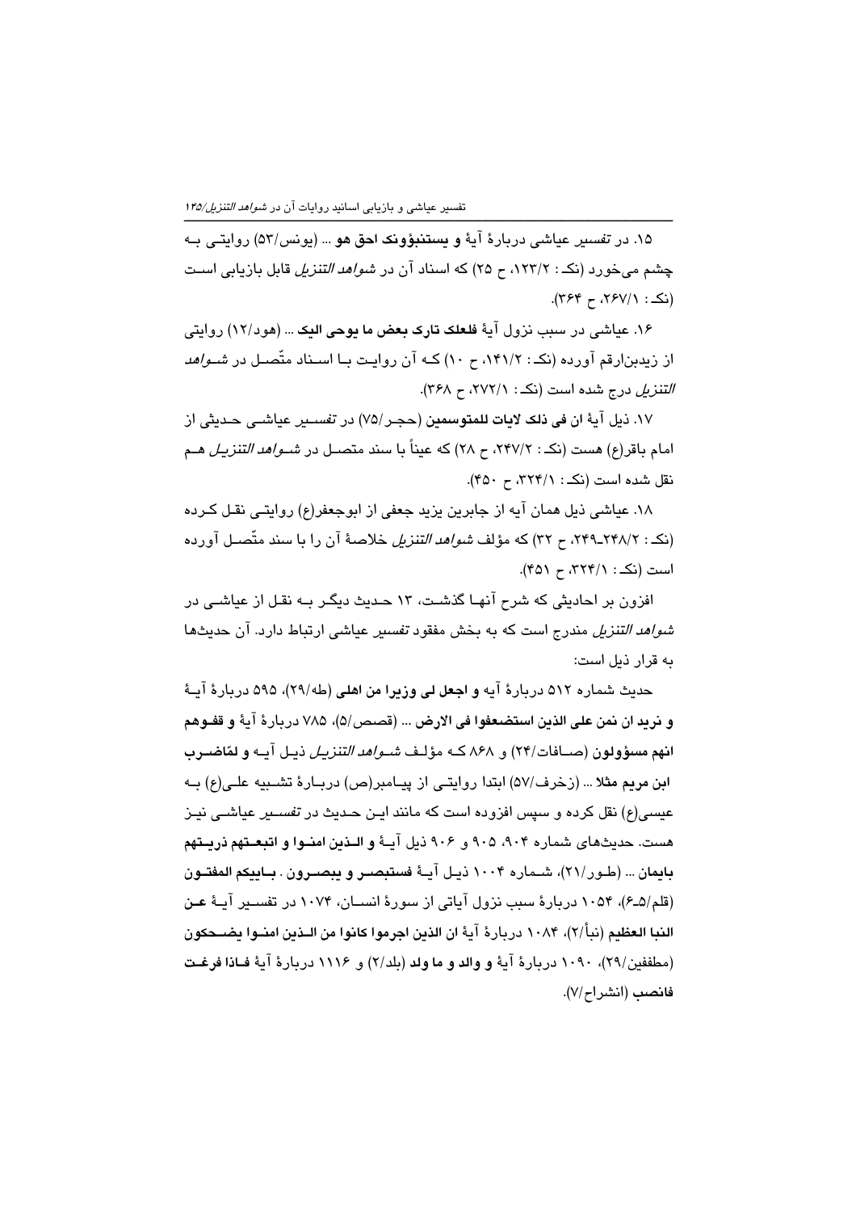۱۵. در *تفسیر* عیاشی دربارهٔ آیهٔ **و یستنبؤونک احق هو** ... (یونس/۵۳) روایتی به چشم می‌خورد (نک: ۱۲۳/۲، ح ۲۵) که اسناد آن در *شواهد التنزیل* قابل بازیابی است (نک: ۲۶۷/۱، ح ۳۶۴).

۱۶. عیاشی در سبب نزول آیهٔ **فلعلک تارک بعض ما یوحی الیک** ... (هود/۱۲) روایتی از زیدبن‌ارقم آورده (نک: ۱۴۱/۲، ح ۱۰) که آن روایت با اسناد متّصل در *شواهد التنزیل* درج شده است (نک: ۲۷۲/۱، ح ۳۶۸).

۱۷. ذیل آیهٔ **ان فی ذلک لایات للمتوسمین** (حجر/۷۵) در *تفسیر* عیاشی حدیثی از امام باقر(ع) هست (نک: ۲۴۷/۲، ح ۲۸) که عیناً با سند متصل در *شواهد التنزیل* هم نقل شده است (نک: ۳۲۴/۱، ح ۴۵۰).

۱۸. عیاشی ذیل همان آیه از جابربن یزید جعفی از ابوجعفر(ع) روایتی نقل کرده (نک: ۲۴۸/۲ـ۲۴۹، ح ۳۲) که مؤلف *شواهد التنزیل* خلاصهٔ آن را با سند متّصل آورده است (نک: ۳۲۴/۱، ح ۴۵۱).

افزون بر احادیثی که شرح آنها گذشت، ۱۳ حدیث دیگر به نقل از عیاشی در *شواهد التنزیل* مندرج است که به بخش مفقود *تفسیر* عیاشی ارتباط دارد. آن حدیث‌ها به قرار ذیل است:

حدیث شماره ۵۱۲ دربارهٔ آیه **و اجعل لی وزیرا من اهلی** (طه/۲۹)، ۵۹۵ دربارهٔ آیهٔ **و نرید ان نمن علی الذین استضعفوا فی الارض** ... (قصص/۵)، ۷۸۵ دربارهٔ آیهٔ **و قفوهم انهم مسؤولون** (صافات/۲۴) و ۸۶۸ که مؤلف *شواهد التنزیل* ذیل آیه **و لمّاضرب ابن مریم مثلا** ... (زخرف/۵۷) ابتدا روایتی از پیامبر(ص) دربارهٔ تشبیه علی(ع) به عیسی(ع) نقل کرده و سپس افزوده است که مانند این حدیث در *تفسیر* عیاشی نیز هست. حدیث‌های شماره ۹۰۴، ۹۰۵ و ۹۰۶ ذیل آیهٔ **و الذین امنوا و اتبعتهم ذریتهم بایمان** ... (طور/۲۱)، شماره ۱۰۰۴ ذیل آیهٔ **فستبصر و یبصرون . بایکم المفتون** (قلم/۵ـ۶)، ۱۰۵۴ دربارهٔ سبب نزول آیاتی از سورهٔ انسان، ۱۰۷۴ در تفسیر آیهٔ **عن النبا العظیم** (نبأ/۲)، ۱۰۸۴ دربارهٔ آیهٔ **ان الذین اجرموا کانوا من الذین امنوا یضحکون** (مطففین/۲۹)، ۱۰۹۰ دربارهٔ آیهٔ **و والد و ما ولد** (بلد/۲) و ۱۱۱۶ دربارهٔ آیهٔ **فاذا فرغت فانصب** (انشراح/۷).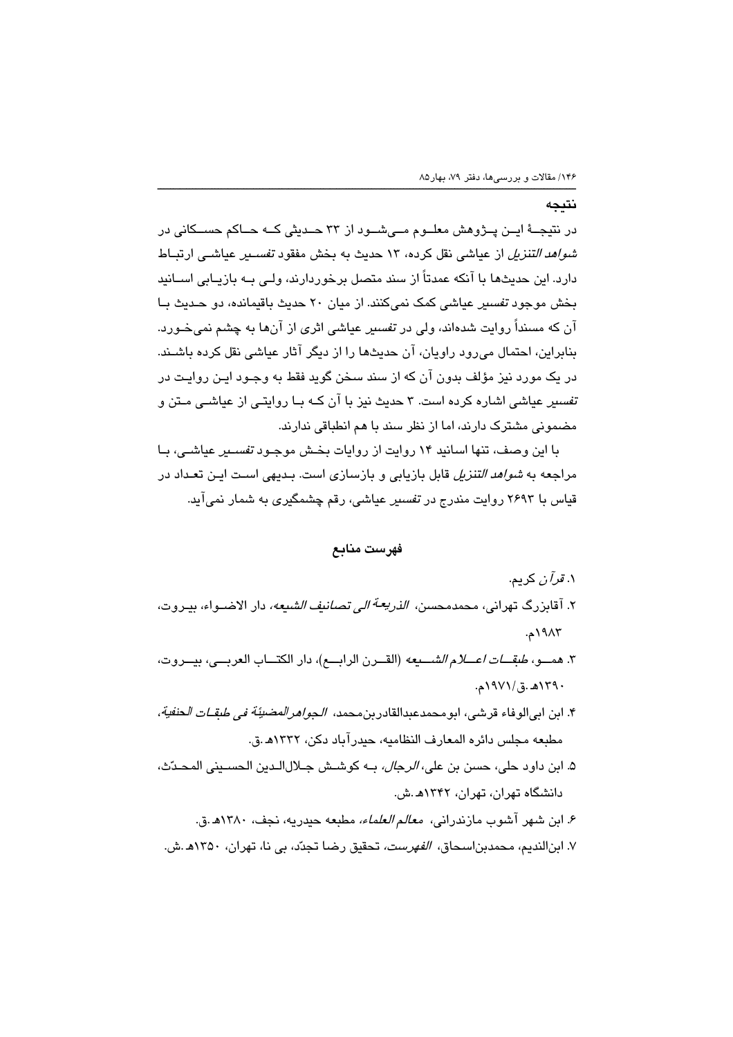## نتیجه

در نتیجهٔ این پژوهش معلوم می‌شود از ۳۳ حدیثی که حاکم حسکانی در *شواهد التنزیل* از عیاشی نقل کرده، ۱۳ حدیث به بخش مفقود *تفسیر* عیاشی ارتباط دارد. این حدیث‌ها با آنکه عمدتاً از سند متصل برخوردارند، ولی به بازیابی اسانید بخش موجود *تفسیر* عیاشی کمک نمی‌کنند. از میان ۲۰ حدیث باقیمانده، دو حدیث با آن که مسنداً روایت شده‌اند، ولی در *تفسیر* عیاشی اثری از آن‌ها به چشم نمی‌خورد. بنابراین، احتمال می‌رود راویان، آن حدیث‌ها را از دیگر آثار عیاشی نقل کرده باشند. در یک مورد نیز مؤلف بدون آن که از سند سخن گوید فقط به وجود این روایت در *تفسیر* عیاشی اشاره کرده است. ۳ حدیث نیز با آن که با روایتی از عیاشی متن و مضمونی مشترک دارند، اما از نظر سند با هم انطباقی ندارند.

با این وصف، تنها اسانید ۱۴ روایت از روایات بخش موجود *تفسیر* عیاشی، با مراجعه به *شواهد التنزیل* قابل بازیابی و بازسازی است. بدیهی است این تعداد در قیاس با ۲۶۹۳ روایت مندرج در *تفسیر* عیاشی، رقم چشمگیری به شمار نمی‌آید.

## فهرست منابع

۱. *قرآن* کریم.

۲. آقابزرگ تهرانی، محمدمحسن، *الذریعة الی تصانیف الشیعه*، دار الاضواء، بیروت، ۱۹۸۳م.

۳. همو، *طبقات اعلام الشیعه* (القرن الرابع)، دار الکتاب العربی، بیروت، ۱۳۹۰هـ.ق/۱۹۷۱م.

۴. ابن ابی‌الوفاء قرشی، ابومحمدعبدالقادربن‌محمد، *الجواهر المضیئة فی طبقات الحنفیة*، مطبعه مجلس دائره المعارف النظامیه، حیدرآباد دکن، ۱۳۳۲هـ.ق.

۵. ابن داود حلی، حسن بن علی، *الرجال*، به کوشش جلال‌الدین الحسینی المحدّث، دانشگاه تهران، تهران، ۱۳۴۲هـ.ش.

۶. ابن شهر آشوب مازندرانی، *معالم العلماء*، مطبعه حیدریه، نجف، ۱۳۸۰هـ.ق.

۷. ابن‌الندیم، محمدبن‌اسحاق، *الفهرست*، تحقیق رضا تجدّد، بی نا، تهران، ۱۳۵۰هـ.ش.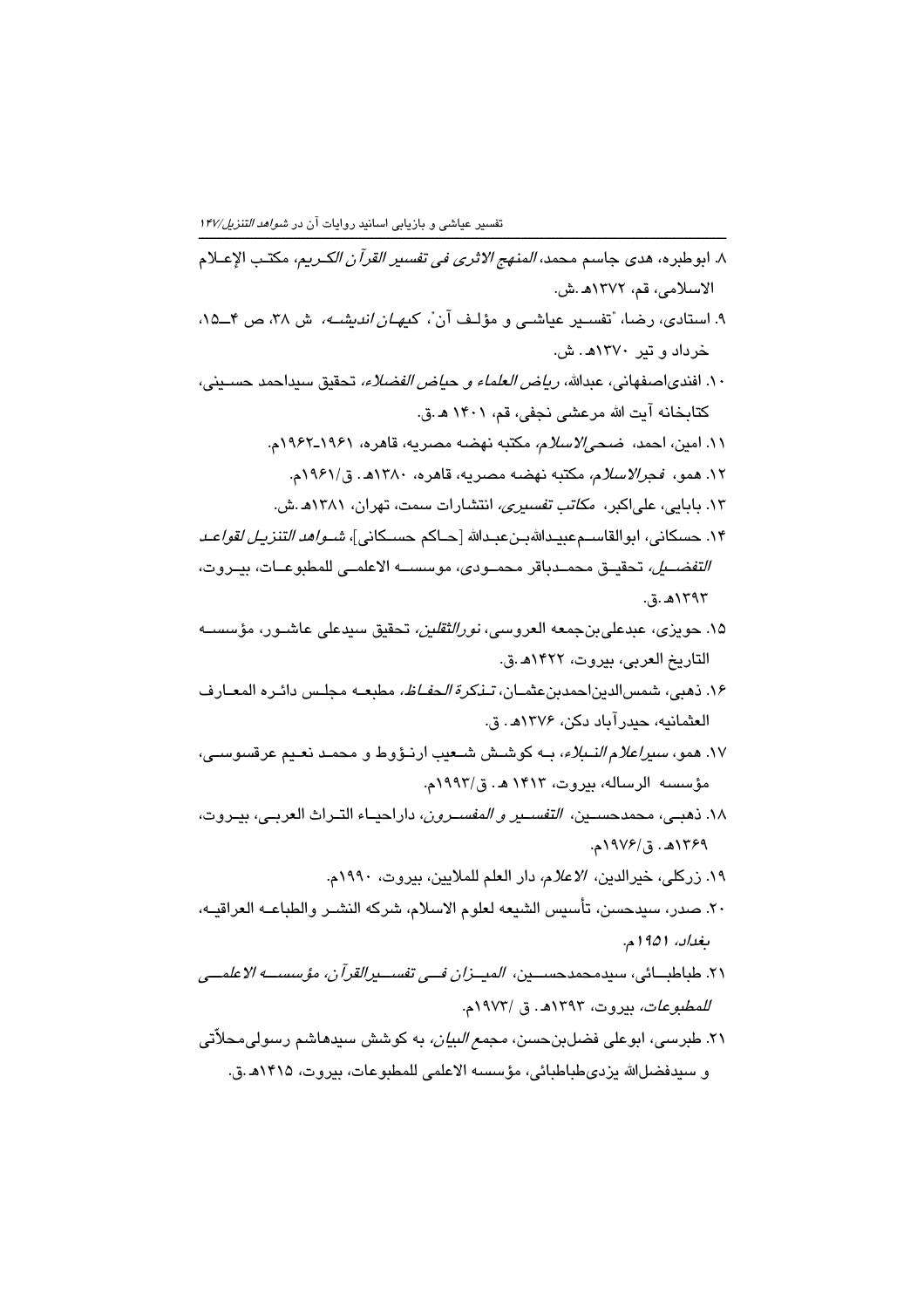۸. ابوطبره، هدی جاسم محمد، *المنهج الاثری فی تفسیر القرآن الکریم*، مکتب الإعلام الاسلامی، قم، ۱۳۷۲هـ.ش.

۹. استادی، رضا، "تفسیر عیاشی و مؤلف آن"، *کیهان اندیشه*، ش ۳۸، ص ۴ـ۱۵، خرداد و تیر ۱۳۷۰هـ. ش.

۱۰. افندی‌اصفهانی، عبدالله، *ریاض العلماء و حیاض الفضلاء*، تحقیق سیداحمد حسینی، کتابخانه آیت الله مرعشی نجفی، قم، ۱۴۰۱ هـ.ق.

۱۱. امین، احمد، *ضحی‌الاسلام*، مکتبه نهضه مصریه، قاهره، ۱۹۶۱ـ۱۹۶۲م.

۱۲. همو، *فجرالاسلام*، مکتبه نهضه مصریه، قاهره، ۱۳۸۰هـ. ق/۱۹۶۱م.

۱۳. بابایی، علی‌اکبر، *مکاتب تفسیری*، انتشارات سمت، تهران، ۱۳۸۱هـ.ش.

۱۴. حسکانی، ابوالقاسم‌عبیدالله‌بن‌عبدالله [حاکم حسکانی]، *شواهد التنزیل لقواعد التفضیل*، تحقیق محمدباقر محمودی، موسسه الاعلمی للمطبوعات، بیروت، ۱۳۹۳هـ.ق.

۱۵. حویزی، عبدعلی‌بن‌جمعه العروسی، *نورالثقلین*، تحقیق سیدعلی عاشور، مؤسسه التاریخ العربی، بیروت، ۱۴۲۲هـ.ق.

۱۶. ذهبی، شمس‌الدین‌احمدبن‌عثمان، *تذکرة الحفاظ*، مطبعه مجلس دائره المعارف العثمانیه، حیدرآباد دکن، ۱۳۷۶هـ. ق.

۱۷. همو، *سیراعلام النبلاء*، به کوشش شعیب ارنؤوط و محمد نعیم عرقسوسی، مؤسسه الرساله، بیروت، ۱۴۱۳ هـ. ق/۱۹۹۳م.

۱۸. ذهبی، محمدحسین، *التفسیر و المفسرون*، داراحیاء التراث العربی، بیروت، ۱۳۶۹هـ. ق/۱۹۷۶م.

۱۹. زرکلی، خیرالدین، *الاعلام*، دار العلم للملایین، بیروت، ۱۹۹۰م.

۲۰. صدر، سیدحسن، تأسیس الشیعه لعلوم الاسلام، شرکه النشر والطباعه العراقیه، *بغداد، ۱۹۵۱م*.

۲۱. طباطبائی، سیدمحمدحسین، *المیزان فی تفسیرالقرآن، مؤسسه الاعلمی للمطبوعات*، بیروت، ۱۳۹۳هـ. ق /۱۹۷۳م.

۲۱. طبرسی، ابوعلی فضل‌بن‌حسن، *مجمع البیان*، به کوشش سیدهاشم رسولی‌محلاّتی و سیدفضل‌الله یزدی‌طباطبائی، مؤسسه الاعلمی للمطبوعات، بیروت، ۱۴۱۵هـ.ق.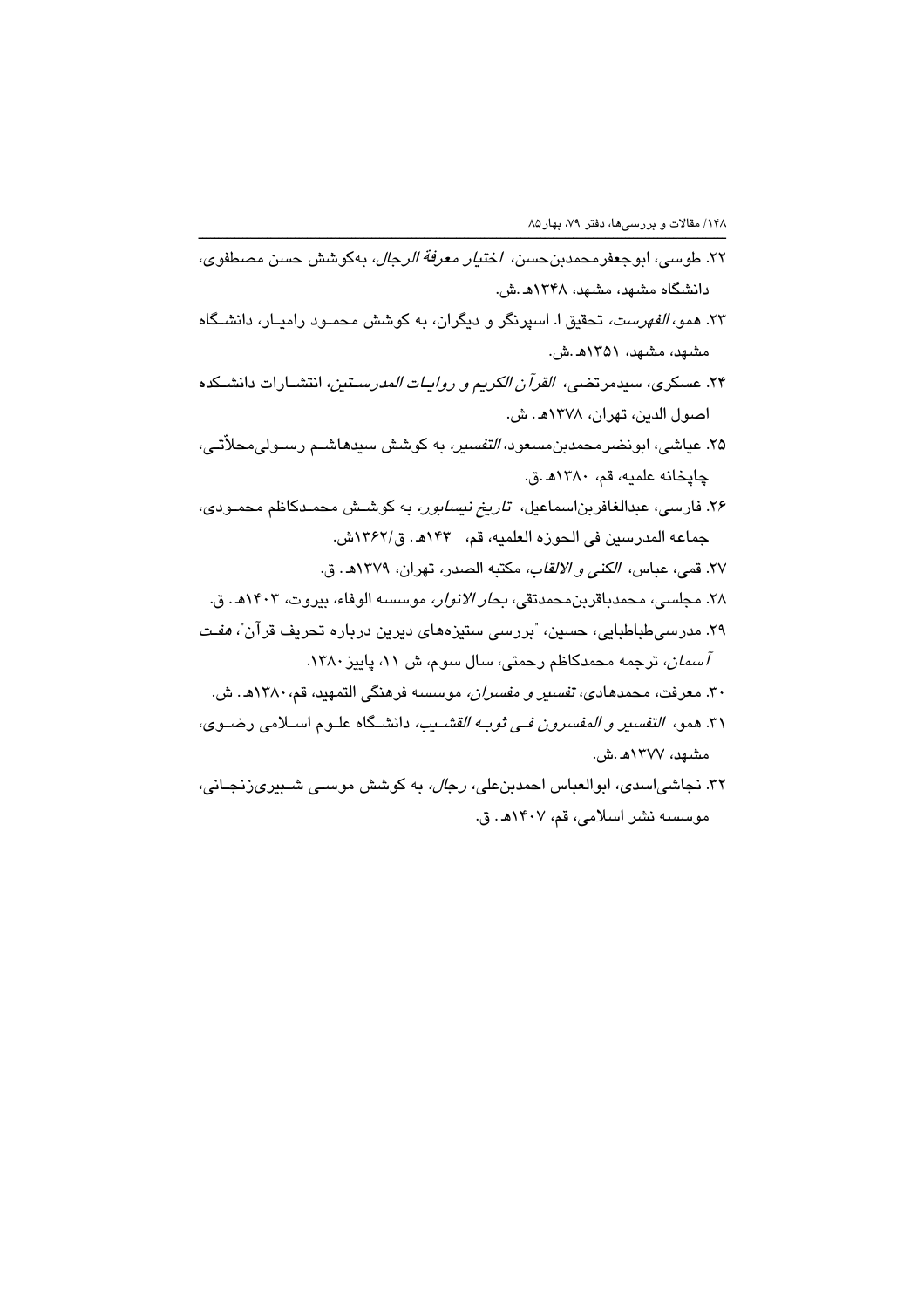۲۲. طوسی، ابوجعفرمحمدبن‌حسن، *اختیار معرفة الرجال*، به‌کوشش حسن مصطفوی، دانشگاه مشهد، مشهد، ۱۳۴۸ه‍.ش.

۲۳. همو، *الفهرست*، تحقیق ا. اسپرنگر و دیگران، به کوشش محمود رامیار، دانشگاه مشهد، مشهد، ۱۳۵۱ه‍.ش.

۲۴. عسکری، سیدمرتضی، *القرآن الکریم و روایات المدرستین*، انتشارات دانشکده اصول الدین، تهران، ۱۳۷۸ه‍. ش.

۲۵. عیاشی، ابونضرمحمدبن‌مسعود، *التفسیر*، به کوشش سیدهاشم رسولی‌محلاّتی، چاپخانه علمیه، قم، ۱۳۸۰ه‍.ق.

۲۶. فارسی، عبدالغافربن‌اسماعیل، *تاریخ نیسابور*، به کوشش محمدکاظم محمودی، جماعه المدرسین فی الحوزه العلمیه، قم، ۱۴۳ه‍. ق/۱۳۶۲ش.

۲۷. قمی، عباس، *الکنی و الالقاب*، مکتبه الصدر، تهران، ۱۳۷۹ه‍. ق.

۲۸. مجلسی، محمدباقربن‌محمدتقی، *بحار الانوار*، موسسه الوفاء، بیروت، ۱۴۰۳ه‍. ق.

۲۹. مدرسی‌طباطبایی، حسین، "بررسی ستیزه‌های دیرین درباره تحریف قرآن"، *هفت آسمان*، ترجمه محمدکاظم رحمتی، سال سوم، ش ۱۱، پاییز ۱۳۸۰.

۳۰. معرفت، محمدهادی، *تفسیر و مفسران*، موسسه فرهنگی التمهید، قم، ۱۳۸۰ه‍. ش.

۳۱. همو، *التفسیر و المفسرون فی ثوبه القشیب*، دانشگاه علوم اسلامی رضوی، مشهد، ۱۳۷۷ه‍.ش.

۳۲. نجاشی‌اسدی، ابوالعباس احمدبن‌علی، *رجال*، به کوشش موسی شبیری‌زنجانی، موسسه نشر اسلامی، قم، ۱۴۰۷ه‍. ق.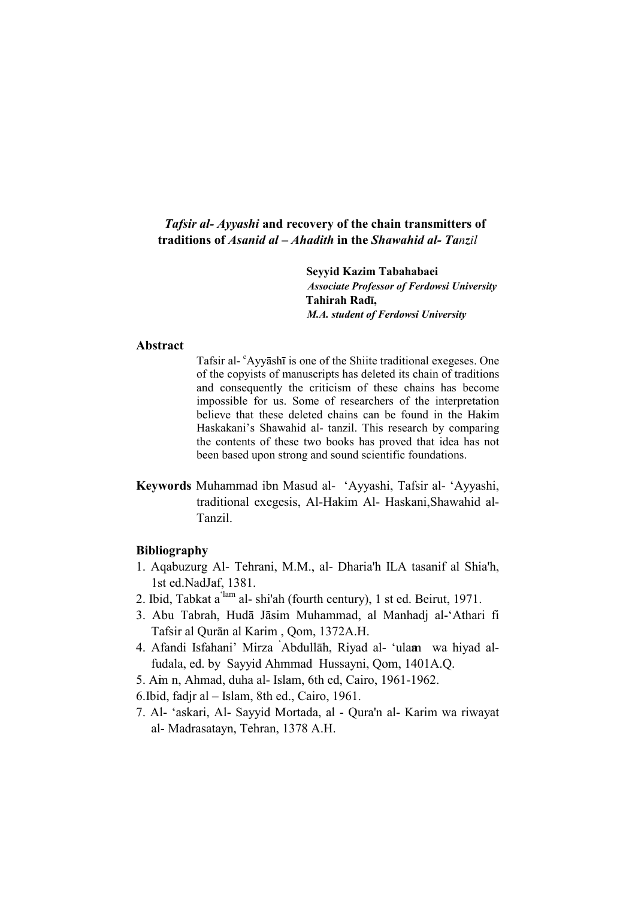# *Tafsir al- Ayyashi* and recovery of the chain transmitters of traditions of *Asanid al – Ahadith* in the *Shawahid al- Tanzil*

**Seyyid Kazim Tabahabaei**
***Associate Professor of Ferdowsi University***
**Tahirah Radī,**
***M.A. student of Ferdowsi University***

## Abstract

Tafsir al- ᶜAyyāshī is one of the Shiite traditional exegeses. One of the copyists of manuscripts has deleted its chain of traditions and consequently the criticism of these chains has become impossible for us. Some of researchers of the interpretation believe that these deleted chains can be found in the Hakim Haskakani's Shawahid al- tanzil. This research by comparing the contents of these two books has proved that idea has not been based upon strong and sound scientific foundations.

**Keywords** Muhammad ibn Masud al- 'Ayyashi, Tafsir al- 'Ayyashi, traditional exegesis, Al-Hakim Al- Haskani,Shawahid al-Tanzil.

## Bibliography

1. Aqabuzurg Al- Tehrani, M.M., al- Dharia'h ILA tasanif al Shia'h, 1st ed.NadJaf, 1381.
2. Ibid, Tabkat a'lam al- shi'ah (fourth century), 1 st ed. Beirut, 1971.
3. Abu Tabrah, Hudā Jāsim Muhammad, al Manhadj al-'Athari fi Tafsir al Qurān al Karim , Qom, 1372A.H.
4. Afandi Isfahani' Mirza 'Abdullāh, Riyad al- 'ulam wa hiyad al-fudala, ed. by Sayyid Ahmmad Hussayni, Qom, 1401A.Q.
5. Amin, Ahmad, duha al- Islam, 6th ed, Cairo, 1961-1962.
6. Ibid, fadjr al – Islam, 8th ed., Cairo, 1961.
7. Al- 'askari, Al- Sayyid Mortada, al - Qura'n al- Karim wa riwayat al- Madrasatayn, Tehran, 1378 A.H.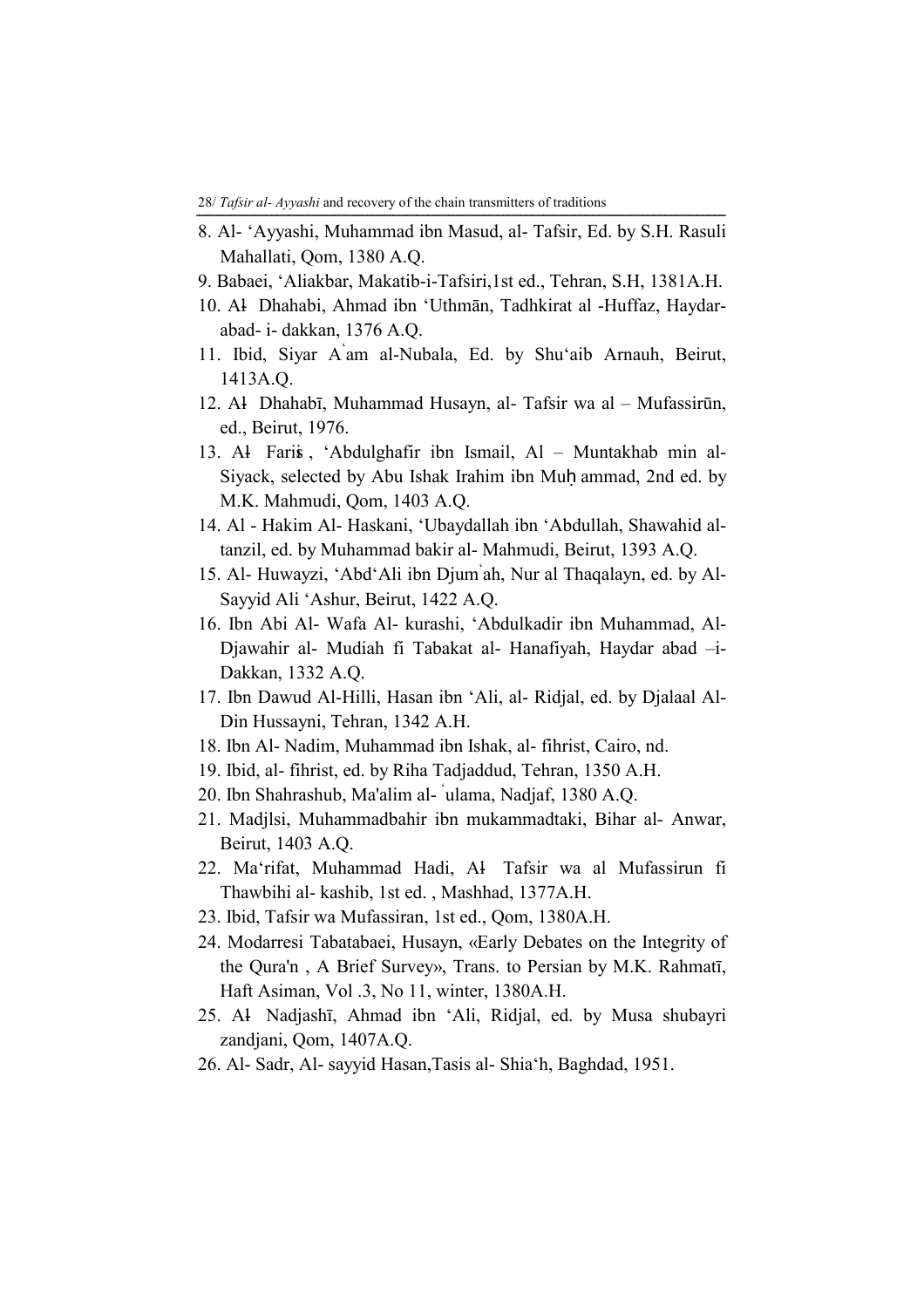8. Al- ‘Ayyashi, Muhammad ibn Masud, al- Tafsir, Ed. by S.H. Rasuli Mahallati, Qom, 1380 A.Q.
9. Babaei, ‘Aliakbar, Makatib-i-Tafsiri,1st ed., Tehran, S.H, 1381A.H.
10. Ał Dhahabi, Ahmad ibn ‘Uthmān, Tadhkirat al -Huffaz, Haydar-abad- i- dakkan, 1376 A.Q.
11. Ibid, Siyar Aʿam al-Nubala, Ed. by Shu‘aib Arnauh, Beirut, 1413A.Q.
12. Ał Dhahabī, Muhammad Husayn, al- Tafsir wa al – Mufassirūn, ed., Beirut, 1976.
13. Ał Fariś, ‘Abdulghafir ibn Ismail, Al – Muntakhab min al-Siyack, selected by Abu Ishak Irahim ibn Muḥ ammad, 2nd ed. by M.K. Mahmudi, Qom, 1403 A.Q.
14. Al - Hakim Al- Haskani, ‘Ubaydallah ibn ‘Abdullah, Shawahid al-tanzil, ed. by Muhammad bakir al- Mahmudi, Beirut, 1393 A.Q.
15. Al- Huwayzi, ‘Abd‘Ali ibn Djumʿah, Nur al Thaqalayn, ed. by Al-Sayyid Ali ‘Ashur, Beirut, 1422 A.Q.
16. Ibn Abi Al- Wafa Al- kurashi, ‘Abdulkadir ibn Muhammad, Al-Djawahir al- Mudiah fi Tabakat al- Hanafiyah, Haydar abad –i-Dakkan, 1332 A.Q.
17. Ibn Dawud Al-Hilli, Hasan ibn ‘Ali, al- Ridjal, ed. by Djalaal Al-Din Hussayni, Tehran, 1342 A.H.
18. Ibn Al- Nadim, Muhammad ibn Ishak, al- fihrist, Cairo, nd.
19. Ibid, al- fihrist, ed. by Riha Tadjaddud, Tehran, 1350 A.H.
20. Ibn Shahrashub, Ma'alim al- ʿulama, Nadjaf, 1380 A.Q.
21. Madjlsi, Muhammadbahir ibn mukammadtaki, Bihar al- Anwar, Beirut, 1403 A.Q.
22. Ma‘rifat, Muhammad Hadi, Ał Tafsir wa al Mufassirun fi Thawbihi al- kashib, 1st ed. , Mashhad, 1377A.H.
23. Ibid, Tafsir wa Mufassiran, 1st ed., Qom, 1380A.H.
24. Modarresi Tabatabaei, Husayn, «Early Debates on the Integrity of the Qura'n , A Brief Survey», Trans. to Persian by M.K. Rahmatī, Haft Asiman, Vol .3, No 11, winter, 1380A.H.
25. Ał Nadjashī, Ahmad ibn ‘Ali, Ridjal, ed. by Musa shubayri zandjani, Qom, 1407A.Q.
26. Al- Sadr, Al- sayyid Hasan,Tasis al- Shia‘h, Baghdad, 1951.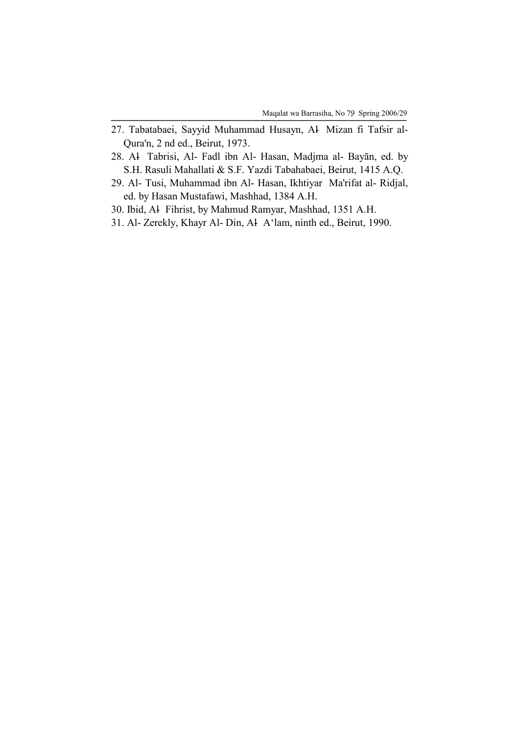27. Tabatabaei, Sayyid Muhammad Husayn, Ał Mizan fi Tafsir al-Qura'n, 2 nd ed., Beirut, 1973.
28. Ał Tabrisi, Al- Fadl ibn Al- Hasan, Madjma al- Bayān, ed. by S.H. Rasuli Mahallati & S.F. Yazdi Tabahabaei, Beirut, 1415 A.Q.
29. Al- Tusi, Muhammad ibn Al- Hasan, Ikhtiyar Ma'rifat al- Ridjal, ed. by Hasan Mustafawi, Mashhad, 1384 A.H.
30. Ibid, Ał Fihrist, by Mahmud Ramyar, Mashhad, 1351 A.H.
31. Al- Zerekly, Khayr Al- Din, Ał A'lam, ninth ed., Beirut, 1990.